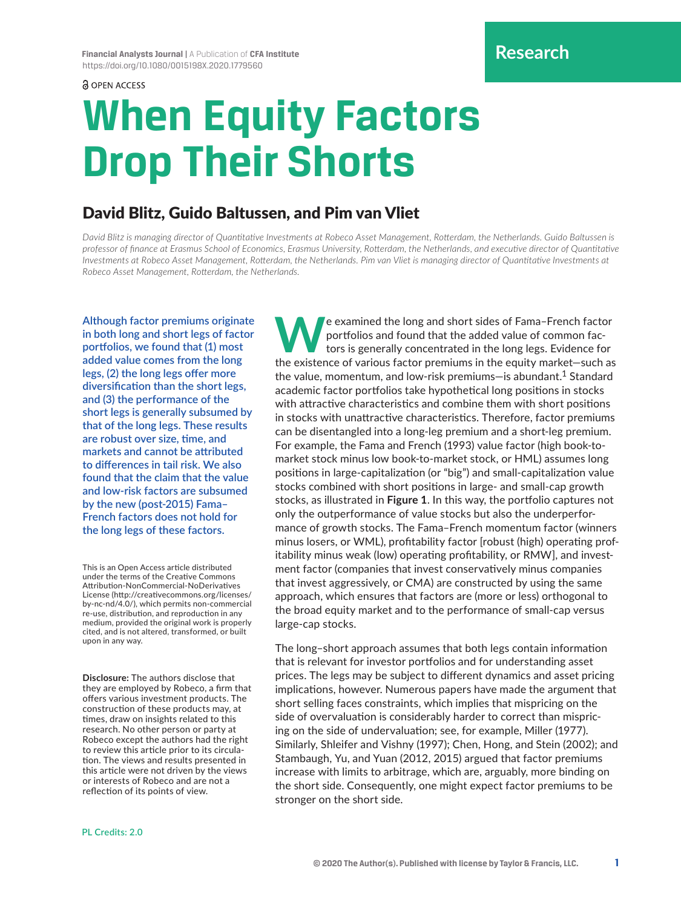Financial Analysts Journal | A Publication of CFA Institute
https://doi.org/10.1080/0015198X.2020.1779560

Research

OPEN ACCESS

# When Equity Factors Drop Their Shorts

## David Blitz, Guido Baltussen, and Pim van Vliet

*David Blitz is managing director of Quantitative Investments at Robeco Asset Management, Rotterdam, the Netherlands. Guido Baltussen is professor of finance at Erasmus School of Economics, Erasmus University, Rotterdam, the Netherlands, and executive director of Quantitative Investments at Robeco Asset Management, Rotterdam, the Netherlands. Pim van Vliet is managing director of Quantitative Investments at Robeco Asset Management, Rotterdam, the Netherlands.*

Although factor premiums originate in both long and short legs of factor portfolios, we found that (1) most added value comes from the long legs, (2) the long legs offer more diversification than the short legs, and (3) the performance of the short legs is generally subsumed by that of the long legs. These results are robust over size, time, and markets and cannot be attributed to differences in tail risk. We also found that the claim that the value and low-risk factors are subsumed by the new (post-2015) Fama–French factors does not hold for the long legs of these factors.

This is an Open Access article distributed under the terms of the Creative Commons Attribution-NonCommercial-NoDerivatives License (http://creativecommons.org/licenses/by-nc-nd/4.0/), which permits non-commercial re-use, distribution, and reproduction in any medium, provided the original work is properly cited, and is not altered, transformed, or built upon in any way.

**Disclosure:** The authors disclose that they are employed by Robeco, a firm that offers various investment products. The construction of these products may, at times, draw on insights related to this research. No other person or party at Robeco except the authors had the right to review this article prior to its circulation. The views and results presented in this article were not driven by the views or interests of Robeco and are not a reflection of its points of view.

PL Credits: 2.0

We examined the long and short sides of Fama–French factor portfolios and found that the added value of common factors is generally concentrated in the long legs. Evidence for the existence of various factor premiums in the equity market—such as the value, momentum, and low-risk premiums—is abundant.[1] Standard academic factor portfolios take hypothetical long positions in stocks with attractive characteristics and combine them with short positions in stocks with unattractive characteristics. Therefore, factor premiums can be disentangled into a long-leg premium and a short-leg premium. For example, the Fama and French (1993) value factor (high book-to-market stock minus low book-to-market stock, or HML) assumes long positions in large-capitalization (or "big") and small-capitalization value stocks combined with short positions in large- and small-cap growth stocks, as illustrated in **Figure 1**. In this way, the portfolio captures not only the outperformance of value stocks but also the underperformance of growth stocks. The Fama–French momentum factor (winners minus losers, or WML), profitability factor [robust (high) operating profitability minus weak (low) operating profitability, or RMW], and investment factor (companies that invest conservatively minus companies that invest aggressively, or CMA) are constructed by using the same approach, which ensures that factors are (more or less) orthogonal to the broad equity market and to the performance of small-cap versus large-cap stocks.

The long–short approach assumes that both legs contain information that is relevant for investor portfolios and for understanding asset prices. The legs may be subject to different dynamics and asset pricing implications, however. Numerous papers have made the argument that short selling faces constraints, which implies that mispricing on the side of overvaluation is considerably harder to correct than mispricing on the side of undervaluation; see, for example, Miller (1977). Similarly, Shleifer and Vishny (1997); Chen, Hong, and Stein (2002); and Stambaugh, Yu, and Yuan (2012, 2015) argued that factor premiums increase with limits to arbitrage, which are, arguably, more binding on the short side. Consequently, one might expect factor premiums to be stronger on the short side.

© 2020 The Author(s). Published with license by Taylor & Francis, LLC.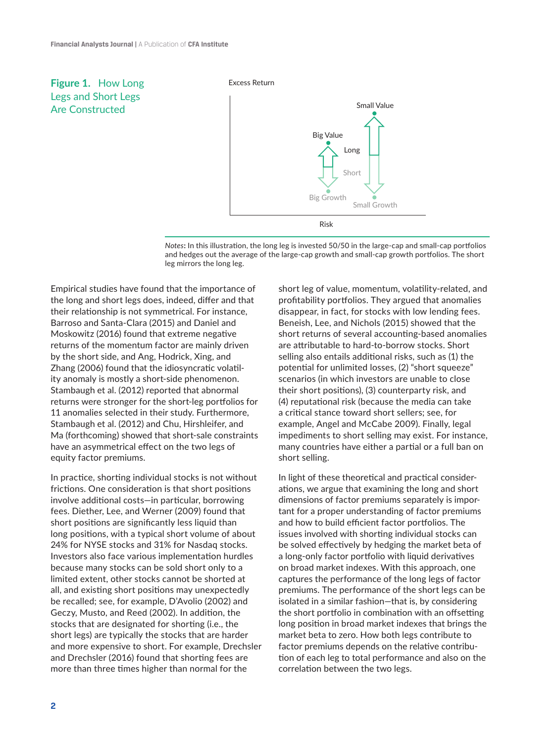**Figure 1.** How Long Legs and Short Legs Are Constructed

*Notes*: In this illustration, the long leg is invested 50/50 in the large-cap and small-cap portfolios and hedges out the average of the large-cap growth and small-cap growth portfolios. The short leg mirrors the long leg.

Empirical studies have found that the importance of the long and short legs does, indeed, differ and that their relationship is not symmetrical. For instance, Barroso and Santa-Clara (2015) and Daniel and Moskowitz (2016) found that extreme negative returns of the momentum factor are mainly driven by the short side, and Ang, Hodrick, Xing, and Zhang (2006) found that the idiosyncratic volatility anomaly is mostly a short-side phenomenon. Stambaugh et al. (2012) reported that abnormal returns were stronger for the short-leg portfolios for 11 anomalies selected in their study. Furthermore, Stambaugh et al. (2012) and Chu, Hirshleifer, and Ma (forthcoming) showed that short-sale constraints have an asymmetrical effect on the two legs of equity factor premiums.

In practice, shorting individual stocks is not without frictions. One consideration is that short positions involve additional costs—in particular, borrowing fees. Diether, Lee, and Werner (2009) found that short positions are significantly less liquid than long positions, with a typical short volume of about 24% for NYSE stocks and 31% for Nasdaq stocks. Investors also face various implementation hurdles because many stocks can be sold short only to a limited extent, other stocks cannot be shorted at all, and existing short positions may unexpectedly be recalled; see, for example, D'Avolio (2002) and Geczy, Musto, and Reed (2002). In addition, the stocks that are designated for shorting (i.e., the short legs) are typically the stocks that are harder and more expensive to short. For example, Drechsler and Drechsler (2016) found that shorting fees are more than three times higher than normal for the short leg of value, momentum, volatility-related, and profitability portfolios. They argued that anomalies disappear, in fact, for stocks with low lending fees. Beneish, Lee, and Nichols (2015) showed that the short returns of several accounting-based anomalies are attributable to hard-to-borrow stocks. Short selling also entails additional risks, such as (1) the potential for unlimited losses, (2) "short squeeze" scenarios (in which investors are unable to close their short positions), (3) counterparty risk, and (4) reputational risk (because the media can take a critical stance toward short sellers; see, for example, Angel and McCabe 2009). Finally, legal impediments to short selling may exist. For instance, many countries have either a partial or a full ban on short selling.

In light of these theoretical and practical considerations, we argue that examining the long and short dimensions of factor premiums separately is important for a proper understanding of factor premiums and how to build efficient factor portfolios. The issues involved with shorting individual stocks can be solved effectively by hedging the market beta of a long-only factor portfolio with liquid derivatives on broad market indexes. With this approach, one captures the performance of the long legs of factor premiums. The performance of the short legs can be isolated in a similar fashion—that is, by considering the short portfolio in combination with an offsetting long position in broad market indexes that brings the market beta to zero. How both legs contribute to factor premiums depends on the relative contribution of each leg to total performance and also on the correlation between the two legs.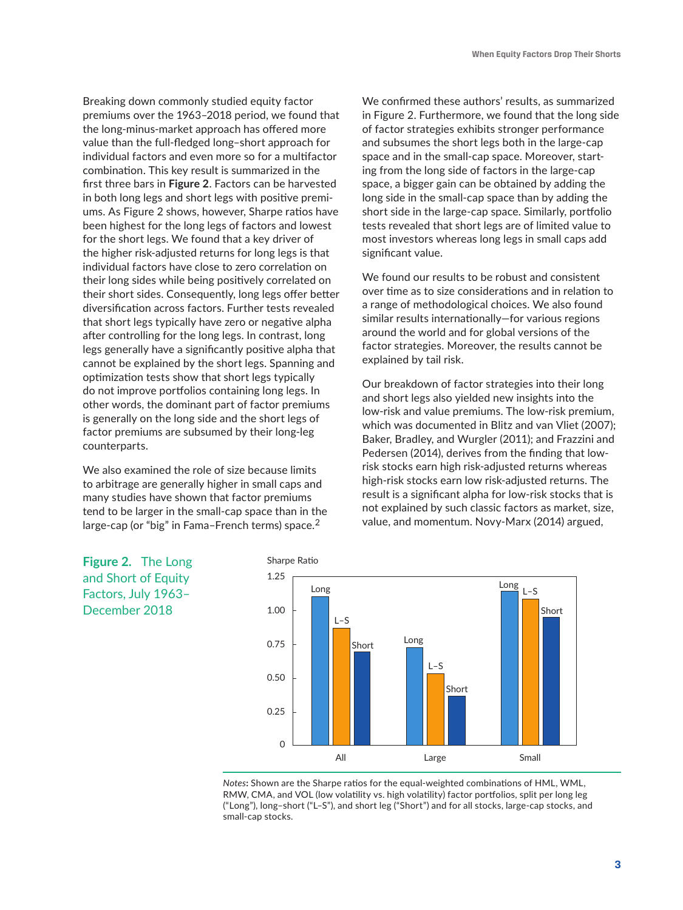Breaking down commonly studied equity factor premiums over the 1963–2018 period, we found that the long-minus-market approach has offered more value than the full-fledged long–short approach for individual factors and even more so for a multifactor combination. This key result is summarized in the first three bars in **Figure 2**. Factors can be harvested in both long legs and short legs with positive premiums. As Figure 2 shows, however, Sharpe ratios have been highest for the long legs of factors and lowest for the short legs. We found that a key driver of the higher risk-adjusted returns for long legs is that individual factors have close to zero correlation on their long sides while being positively correlated on their short sides. Consequently, long legs offer better diversification across factors. Further tests revealed that short legs typically have zero or negative alpha after controlling for the long legs. In contrast, long legs generally have a significantly positive alpha that cannot be explained by the short legs. Spanning and optimization tests show that short legs typically do not improve portfolios containing long legs. In other words, the dominant part of factor premiums is generally on the long side and the short legs of factor premiums are subsumed by their long-leg counterparts.

We also examined the role of size because limits to arbitrage are generally higher in small caps and many studies have shown that factor premiums tend to be larger in the small-cap space than in the large-cap (or "big" in Fama–French terms) space.[2]

We confirmed these authors' results, as summarized in Figure 2. Furthermore, we found that the long side of factor strategies exhibits stronger performance and subsumes the short legs both in the large-cap space and in the small-cap space. Moreover, starting from the long side of factors in the large-cap space, a bigger gain can be obtained by adding the long side in the small-cap space than by adding the short side in the large-cap space. Similarly, portfolio tests revealed that short legs are of limited value to most investors whereas long legs in small caps add significant value.

We found our results to be robust and consistent over time as to size considerations and in relation to a range of methodological choices. We also found similar results internationally—for various regions around the world and for global versions of the factor strategies. Moreover, the results cannot be explained by tail risk.

Our breakdown of factor strategies into their long and short legs also yielded new insights into the low-risk and value premiums. The low-risk premium, which was documented in Blitz and van Vliet (2007); Baker, Bradley, and Wurgler (2011); and Frazzini and Pedersen (2014), derives from the finding that low-risk stocks earn high risk-adjusted returns whereas high-risk stocks earn low risk-adjusted returns. The result is a significant alpha for low-risk stocks that is not explained by such classic factors as market, size, value, and momentum. Novy-Marx (2014) argued,

**Figure 2.** The Long and Short of Equity Factors, July 1963–December 2018

| Sharpe Ratio | Long | L–S | Short |
|---|---|---|---|
| All | ~1.10 | ~0.87 | ~0.69 |
| Large | ~0.72 | ~0.53 | ~0.36 |
| Small | ~1.14 | ~1.08 | ~0.95 |

*Notes*: Shown are the Sharpe ratios for the equal-weighted combinations of HML, WML, RMW, CMA, and VOL (low volatility vs. high volatility) factor portfolios, split per long leg ("Long"), long–short ("L–S"), and short leg ("Short") and for all stocks, large-cap stocks, and small-cap stocks.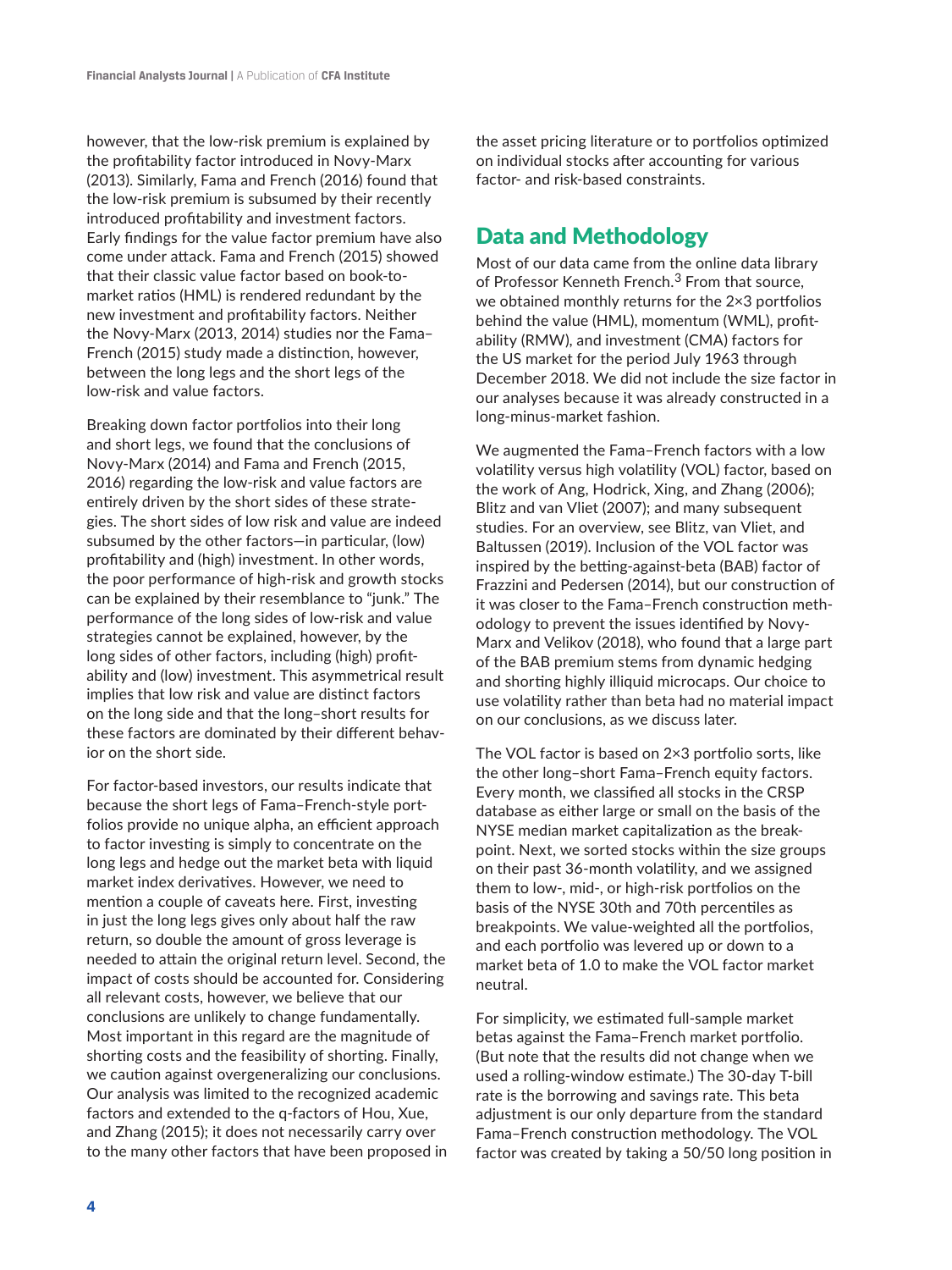however, that the low-risk premium is explained by the profitability factor introduced in Novy-Marx (2013). Similarly, Fama and French (2016) found that the low-risk premium is subsumed by their recently introduced profitability and investment factors. Early findings for the value factor premium have also come under attack. Fama and French (2015) showed that their classic value factor based on book-to-market ratios (HML) is rendered redundant by the new investment and profitability factors. Neither the Novy-Marx (2013, 2014) studies nor the Fama–French (2015) study made a distinction, however, between the long legs and the short legs of the low-risk and value factors.

Breaking down factor portfolios into their long and short legs, we found that the conclusions of Novy-Marx (2014) and Fama and French (2015, 2016) regarding the low-risk and value factors are entirely driven by the short sides of these strategies. The short sides of low risk and value are indeed subsumed by the other factors—in particular, (low) profitability and (high) investment. In other words, the poor performance of high-risk and growth stocks can be explained by their resemblance to "junk." The performance of the long sides of low-risk and value strategies cannot be explained, however, by the long sides of other factors, including (high) profitability and (low) investment. This asymmetrical result implies that low risk and value are distinct factors on the long side and that the long–short results for these factors are dominated by their different behavior on the short side.

For factor-based investors, our results indicate that because the short legs of Fama–French-style portfolios provide no unique alpha, an efficient approach to factor investing is simply to concentrate on the long legs and hedge out the market beta with liquid market index derivatives. However, we need to mention a couple of caveats here. First, investing in just the long legs gives only about half the raw return, so double the amount of gross leverage is needed to attain the original return level. Second, the impact of costs should be accounted for. Considering all relevant costs, however, we believe that our conclusions are unlikely to change fundamentally. Most important in this regard are the magnitude of shorting costs and the feasibility of shorting. Finally, we caution against overgeneralizing our conclusions. Our analysis was limited to the recognized academic factors and extended to the q-factors of Hou, Xue, and Zhang (2015); it does not necessarily carry over to the many other factors that have been proposed in the asset pricing literature or to portfolios optimized on individual stocks after accounting for various factor- and risk-based constraints.

## Data and Methodology

Most of our data came from the online data library of Professor Kenneth French.[3] From that source, we obtained monthly returns for the 2×3 portfolios behind the value (HML), momentum (WML), profitability (RMW), and investment (CMA) factors for the US market for the period July 1963 through December 2018. We did not include the size factor in our analyses because it was already constructed in a long-minus-market fashion.

We augmented the Fama–French factors with a low volatility versus high volatility (VOL) factor, based on the work of Ang, Hodrick, Xing, and Zhang (2006); Blitz and van Vliet (2007); and many subsequent studies. For an overview, see Blitz, van Vliet, and Baltussen (2019). Inclusion of the VOL factor was inspired by the betting-against-beta (BAB) factor of Frazzini and Pedersen (2014), but our construction of it was closer to the Fama–French construction methodology to prevent the issues identified by Novy-Marx and Velikov (2018), who found that a large part of the BAB premium stems from dynamic hedging and shorting highly illiquid microcaps. Our choice to use volatility rather than beta had no material impact on our conclusions, as we discuss later.

The VOL factor is based on 2×3 portfolio sorts, like the other long–short Fama–French equity factors. Every month, we classified all stocks in the CRSP database as either large or small on the basis of the NYSE median market capitalization as the breakpoint. Next, we sorted stocks within the size groups on their past 36-month volatility, and we assigned them to low-, mid-, or high-risk portfolios on the basis of the NYSE 30th and 70th percentiles as breakpoints. We value-weighted all the portfolios, and each portfolio was levered up or down to a market beta of 1.0 to make the VOL factor market neutral.

For simplicity, we estimated full-sample market betas against the Fama–French market portfolio. (But note that the results did not change when we used a rolling-window estimate.) The 30-day T-bill rate is the borrowing and savings rate. This beta adjustment is our only departure from the standard Fama–French construction methodology. The VOL factor was created by taking a 50/50 long position in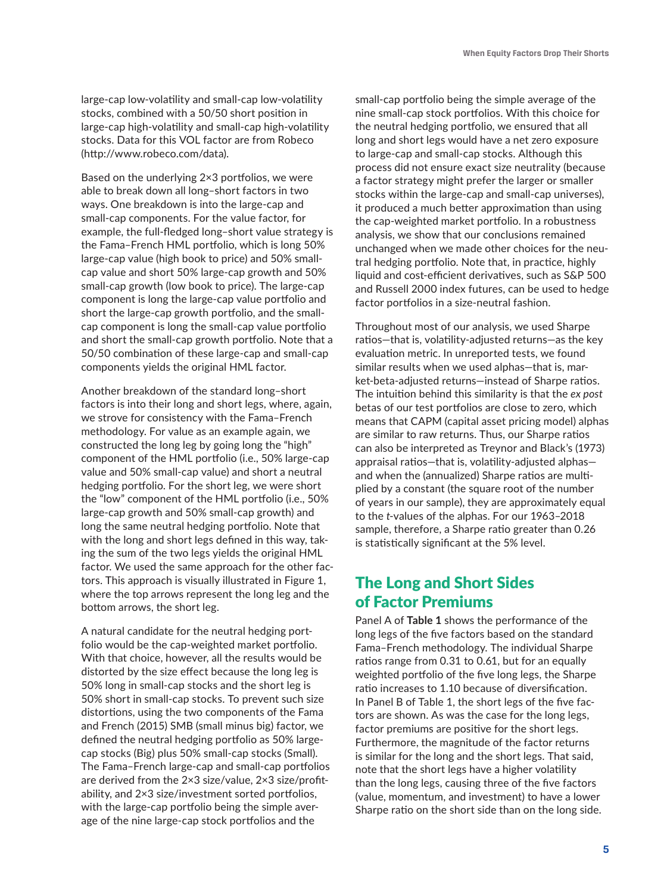large-cap low-volatility and small-cap low-volatility stocks, combined with a 50/50 short position in large-cap high-volatility and small-cap high-volatility stocks. Data for this VOL factor are from Robeco (http://www.robeco.com/data).

Based on the underlying 2×3 portfolios, we were able to break down all long–short factors in two ways. One breakdown is into the large-cap and small-cap components. For the value factor, for example, the full-fledged long–short value strategy is the Fama–French HML portfolio, which is long 50% large-cap value (high book to price) and 50% small-cap value and short 50% large-cap growth and 50% small-cap growth (low book to price). The large-cap component is long the large-cap value portfolio and short the large-cap growth portfolio, and the small-cap component is long the small-cap value portfolio and short the small-cap growth portfolio. Note that a 50/50 combination of these large-cap and small-cap components yields the original HML factor.

Another breakdown of the standard long–short factors is into their long and short legs, where, again, we strove for consistency with the Fama–French methodology. For value as an example again, we constructed the long leg by going long the "high" component of the HML portfolio (i.e., 50% large-cap value and 50% small-cap value) and short a neutral hedging portfolio. For the short leg, we were short the "low" component of the HML portfolio (i.e., 50% large-cap growth and 50% small-cap growth) and long the same neutral hedging portfolio. Note that with the long and short legs defined in this way, taking the sum of the two legs yields the original HML factor. We used the same approach for the other factors. This approach is visually illustrated in Figure 1, where the top arrows represent the long leg and the bottom arrows, the short leg.

A natural candidate for the neutral hedging portfolio would be the cap-weighted market portfolio. With that choice, however, all the results would be distorted by the size effect because the long leg is 50% long in small-cap stocks and the short leg is 50% short in small-cap stocks. To prevent such size distortions, using the two components of the Fama and French (2015) SMB (small minus big) factor, we defined the neutral hedging portfolio as 50% large-cap stocks (Big) plus 50% small-cap stocks (Small). The Fama–French large-cap and small-cap portfolios are derived from the 2×3 size/value, 2×3 size/profitability, and 2×3 size/investment sorted portfolios, with the large-cap portfolio being the simple average of the nine large-cap stock portfolios and the small-cap portfolio being the simple average of the nine small-cap stock portfolios. With this choice for the neutral hedging portfolio, we ensured that all long and short legs would have a net zero exposure to large-cap and small-cap stocks. Although this process did not ensure exact size neutrality (because a factor strategy might prefer the larger or smaller stocks within the large-cap and small-cap universes), it produced a much better approximation than using the cap-weighted market portfolio. In a robustness analysis, we show that our conclusions remained unchanged when we made other choices for the neutral hedging portfolio. Note that, in practice, highly liquid and cost-efficient derivatives, such as S&P 500 and Russell 2000 index futures, can be used to hedge factor portfolios in a size-neutral fashion.

Throughout most of our analysis, we used Sharpe ratios—that is, volatility-adjusted returns—as the key evaluation metric. In unreported tests, we found similar results when we used alphas—that is, market-beta-adjusted returns—instead of Sharpe ratios. The intuition behind this similarity is that the *ex post* betas of our test portfolios are close to zero, which means that CAPM (capital asset pricing model) alphas are similar to raw returns. Thus, our Sharpe ratios can also be interpreted as Treynor and Black's (1973) appraisal ratios—that is, volatility-adjusted alphas—and when the (annualized) Sharpe ratios are multiplied by a constant (the square root of the number of years in our sample), they are approximately equal to the *t*-values of the alphas. For our 1963–2018 sample, therefore, a Sharpe ratio greater than 0.26 is statistically significant at the 5% level.

## The Long and Short Sides of Factor Premiums

Panel A of **Table 1** shows the performance of the long legs of the five factors based on the standard Fama–French methodology. The individual Sharpe ratios range from 0.31 to 0.61, but for an equally weighted portfolio of the five long legs, the Sharpe ratio increases to 1.10 because of diversification. In Panel B of Table 1, the short legs of the five factors are shown. As was the case for the long legs, factor premiums are positive for the short legs. Furthermore, the magnitude of the factor returns is similar for the long and the short legs. That said, note that the short legs have a higher volatility than the long legs, causing three of the five factors (value, momentum, and investment) to have a lower Sharpe ratio on the short side than on the long side.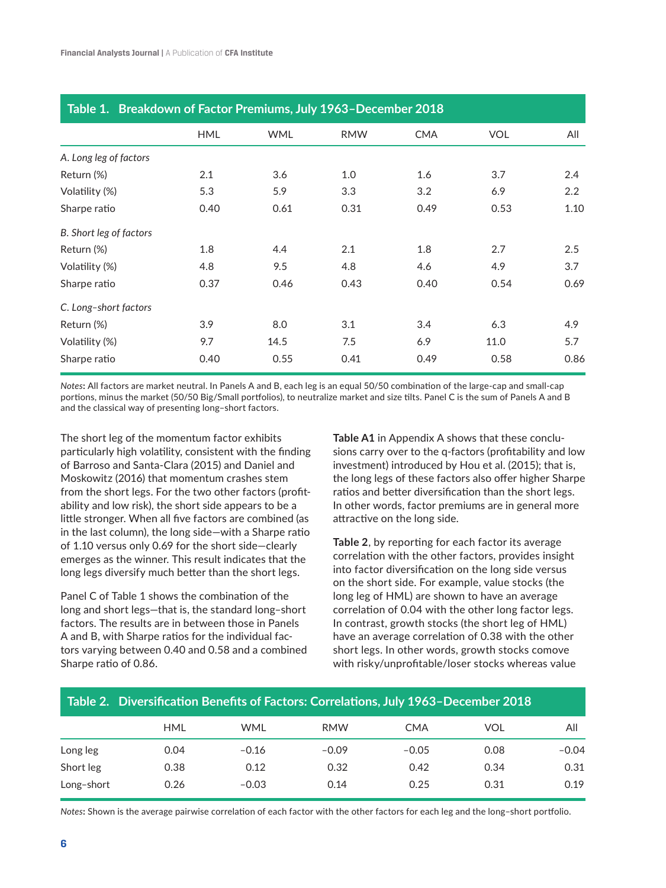**Table 1. Breakdown of Factor Premiums, July 1963–December 2018**

| | HML | WML | RMW | CMA | VOL | All |
|---|---|---|---|---|---|---|
| *A. Long leg of factors* | | | | | | |
| Return (%) | 2.1 | 3.6 | 1.0 | 1.6 | 3.7 | 2.4 |
| Volatility (%) | 5.3 | 5.9 | 3.3 | 3.2 | 6.9 | 2.2 |
| Sharpe ratio | 0.40 | 0.61 | 0.31 | 0.49 | 0.53 | 1.10 |
| *B. Short leg of factors* | | | | | | |
| Return (%) | 1.8 | 4.4 | 2.1 | 1.8 | 2.7 | 2.5 |
| Volatility (%) | 4.8 | 9.5 | 4.8 | 4.6 | 4.9 | 3.7 |
| Sharpe ratio | 0.37 | 0.46 | 0.43 | 0.40 | 0.54 | 0.69 |
| *C. Long–short factors* | | | | | | |
| Return (%) | 3.9 | 8.0 | 3.1 | 3.4 | 6.3 | 4.9 |
| Volatility (%) | 9.7 | 14.5 | 7.5 | 6.9 | 11.0 | 5.7 |
| Sharpe ratio | 0.40 | 0.55 | 0.41 | 0.49 | 0.58 | 0.86 |

*Notes*: All factors are market neutral. In Panels A and B, each leg is an equal 50/50 combination of the large-cap and small-cap portions, minus the market (50/50 Big/Small portfolios), to neutralize market and size tilts. Panel C is the sum of Panels A and B and the classical way of presenting long–short factors.

The short leg of the momentum factor exhibits particularly high volatility, consistent with the finding of Barroso and Santa-Clara (2015) and Daniel and Moskowitz (2016) that momentum crashes stem from the short legs. For the two other factors (profitability and low risk), the short side appears to be a little stronger. When all five factors are combined (as in the last column), the long side—with a Sharpe ratio of 1.10 versus only 0.69 for the short side—clearly emerges as the winner. This result indicates that the long legs diversify much better than the short legs.

Panel C of Table 1 shows the combination of the long and short legs—that is, the standard long–short factors. The results are in between those in Panels A and B, with Sharpe ratios for the individual factors varying between 0.40 and 0.58 and a combined Sharpe ratio of 0.86.

**Table A1** in Appendix A shows that these conclusions carry over to the q-factors (profitability and low investment) introduced by Hou et al. (2015); that is, the long legs of these factors also offer higher Sharpe ratios and better diversification than the short legs. In other words, factor premiums are in general more attractive on the long side.

**Table 2**, by reporting for each factor its average correlation with the other factors, provides insight into factor diversification on the long side versus on the short side. For example, value stocks (the long leg of HML) are shown to have an average correlation of 0.04 with the other long factor legs. In contrast, growth stocks (the short leg of HML) have an average correlation of 0.38 with the other short legs. In other words, growth stocks comove with risky/unprofitable/loser stocks whereas value

**Table 2. Diversification Benefits of Factors: Correlations, July 1963–December 2018**

| | HML | WML | RMW | CMA | VOL | All |
|---|---|---|---|---|---|---|
| Long leg | 0.04 | −0.16 | −0.09 | −0.05 | 0.08 | −0.04 |
| Short leg | 0.38 | 0.12 | 0.32 | 0.42 | 0.34 | 0.31 |
| Long–short | 0.26 | −0.03 | 0.14 | 0.25 | 0.31 | 0.19 |

*Notes*: Shown is the average pairwise correlation of each factor with the other factors for each leg and the long–short portfolio.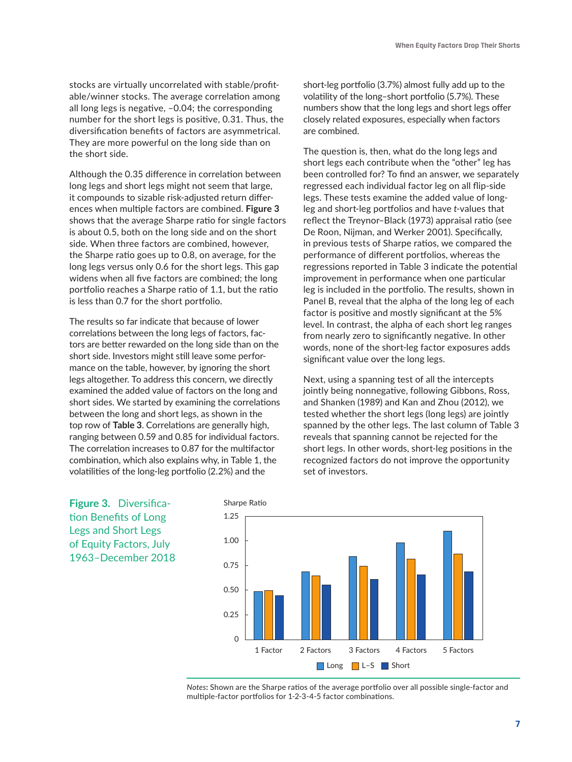stocks are virtually uncorrelated with stable/profitable/winner stocks. The average correlation among all long legs is negative, –0.04; the corresponding number for the short legs is positive, 0.31. Thus, the diversification benefits of factors are asymmetrical. They are more powerful on the long side than on the short side.

Although the 0.35 difference in correlation between long legs and short legs might not seem that large, it compounds to sizable risk-adjusted return differences when multiple factors are combined. **Figure 3** shows that the average Sharpe ratio for single factors is about 0.5, both on the long side and on the short side. When three factors are combined, however, the Sharpe ratio goes up to 0.8, on average, for the long legs versus only 0.6 for the short legs. This gap widens when all five factors are combined; the long portfolio reaches a Sharpe ratio of 1.1, but the ratio is less than 0.7 for the short portfolio.

The results so far indicate that because of lower correlations between the long legs of factors, factors are better rewarded on the long side than on the short side. Investors might still leave some performance on the table, however, by ignoring the short legs altogether. To address this concern, we directly examined the added value of factors on the long and short sides. We started by examining the correlations between the long and short legs, as shown in the top row of **Table 3**. Correlations are generally high, ranging between 0.59 and 0.85 for individual factors. The correlation increases to 0.87 for the multifactor combination, which also explains why, in Table 1, the volatilities of the long-leg portfolio (2.2%) and the short-leg portfolio (3.7%) almost fully add up to the volatility of the long–short portfolio (5.7%). These numbers show that the long legs and short legs offer closely related exposures, especially when factors are combined.

The question is, then, what do the long legs and short legs each contribute when the "other" leg has been controlled for? To find an answer, we separately regressed each individual factor leg on all flip-side legs. These tests examine the added value of long-leg and short-leg portfolios and have $t$-values that reflect the Treynor–Black (1973) appraisal ratio (see De Roon, Nijman, and Werker 2001). Specifically, in previous tests of Sharpe ratios, we compared the performance of different portfolios, whereas the regressions reported in Table 3 indicate the potential improvement in performance when one particular leg is included in the portfolio. The results, shown in Panel B, reveal that the alpha of the long leg of each factor is positive and mostly significant at the 5% level. In contrast, the alpha of each short leg ranges from nearly zero to significantly negative. In other words, none of the short-leg factor exposures adds significant value over the long legs.

Next, using a spanning test of all the intercepts jointly being nonnegative, following Gibbons, Ross, and Shanken (1989) and Kan and Zhou (2012), we tested whether the short legs (long legs) are jointly spanned by the other legs. The last column of Table 3 reveals that spanning cannot be rejected for the short legs. In other words, short-leg positions in the recognized factors do not improve the opportunity set of investors.

**Figure 3. Diversification Benefits of Long Legs and Short Legs of Equity Factors, July 1963–December 2018**

| Sharpe Ratio | 1 Factor | 2 Factors | 3 Factors | 4 Factors | 5 Factors |
|---|---|---|---|---|---|
| Long | ~0.49 | ~0.69 | ~0.85 | ~0.98 | ~1.10 |
| L–S | ~0.50 | ~0.65 | ~0.75 | ~0.82 | ~0.87 |
| Short | ~0.45 | ~0.56 | ~0.61 | ~0.66 | ~0.69 |

*Notes*: Shown are the Sharpe ratios of the average portfolio over all possible single-factor and multiple-factor portfolios for 1-2-3-4-5 factor combinations.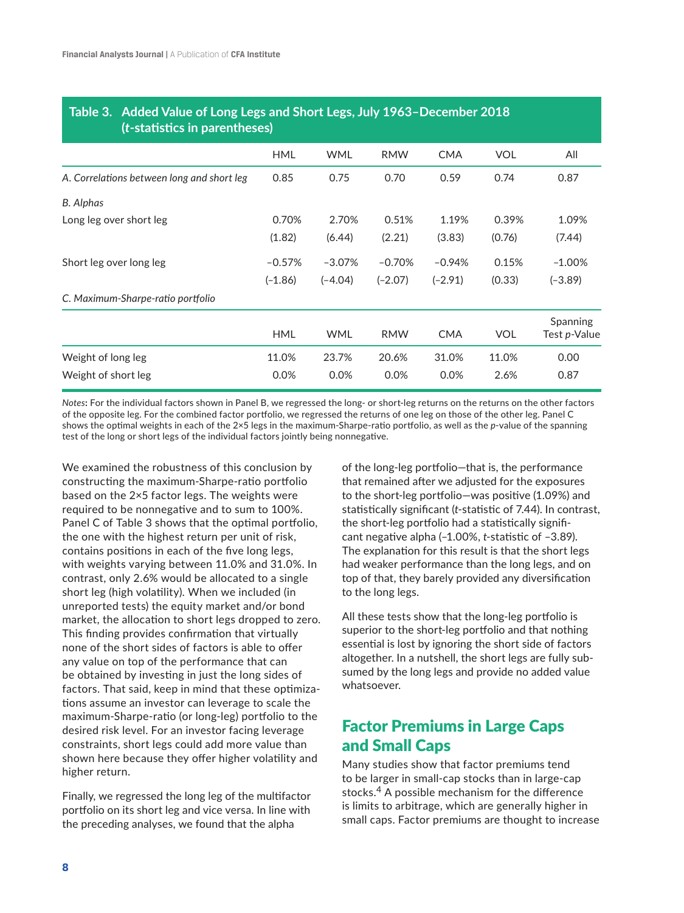**Table 3. Added Value of Long Legs and Short Legs, July 1963–December 2018 (*t*-statistics in parentheses)**

| | HML | WML | RMW | CMA | VOL | All |
|---|---|---|---|---|---|---|
| *A. Correlations between long and short leg* | 0.85 | 0.75 | 0.70 | 0.59 | 0.74 | 0.87 |
| *B. Alphas* | | | | | | |
| Long leg over short leg | 0.70% | 2.70% | 0.51% | 1.19% | 0.39% | 1.09% |
| | (1.82) | (6.44) | (2.21) | (3.83) | (0.76) | (7.44) |
| Short leg over long leg | −0.57% | −3.07% | −0.70% | −0.94% | 0.15% | −1.00% |
| | (−1.86) | (−4.04) | (−2.07) | (−2.91) | (0.33) | (−3.89) |
| *C. Maximum-Sharpe-ratio portfolio* | | | | | | |
| | HML | WML | RMW | CMA | VOL | Spanning Test *p*-Value |
| Weight of long leg | 11.0% | 23.7% | 20.6% | 31.0% | 11.0% | 0.00 |
| Weight of short leg | 0.0% | 0.0% | 0.0% | 0.0% | 2.6% | 0.87 |

*Notes*: For the individual factors shown in Panel B, we regressed the long- or short-leg returns on the returns on the other factors of the opposite leg. For the combined factor portfolio, we regressed the returns of one leg on those of the other leg. Panel C shows the optimal weights in each of the 2×5 legs in the maximum-Sharpe-ratio portfolio, as well as the *p*-value of the spanning test of the long or short legs of the individual factors jointly being nonnegative.

We examined the robustness of this conclusion by constructing the maximum-Sharpe-ratio portfolio based on the 2×5 factor legs. The weights were required to be nonnegative and to sum to 100%. Panel C of Table 3 shows that the optimal portfolio, the one with the highest return per unit of risk, contains positions in each of the five long legs, with weights varying between 11.0% and 31.0%. In contrast, only 2.6% would be allocated to a single short leg (high volatility). When we included (in unreported tests) the equity market and/or bond market, the allocation to short legs dropped to zero. This finding provides confirmation that virtually none of the short sides of factors is able to offer any value on top of the performance that can be obtained by investing in just the long sides of factors. That said, keep in mind that these optimizations assume an investor can leverage to scale the maximum-Sharpe-ratio (or long-leg) portfolio to the desired risk level. For an investor facing leverage constraints, short legs could add more value than shown here because they offer higher volatility and higher return.

Finally, we regressed the long leg of the multifactor portfolio on its short leg and vice versa. In line with the preceding analyses, we found that the alpha of the long-leg portfolio—that is, the performance that remained after we adjusted for the exposures to the short-leg portfolio—was positive (1.09%) and statistically significant (*t*-statistic of 7.44). In contrast, the short-leg portfolio had a statistically significant negative alpha (−1.00%, *t*-statistic of −3.89). The explanation for this result is that the short legs had weaker performance than the long legs, and on top of that, they barely provided any diversification to the long legs.

All these tests show that the long-leg portfolio is superior to the short-leg portfolio and that nothing essential is lost by ignoring the short side of factors altogether. In a nutshell, the short legs are fully subsumed by the long legs and provide no added value whatsoever.

## Factor Premiums in Large Caps and Small Caps

Many studies show that factor premiums tend to be larger in small-cap stocks than in large-cap stocks.[4] A possible mechanism for the difference is limits to arbitrage, which are generally higher in small caps. Factor premiums are thought to increase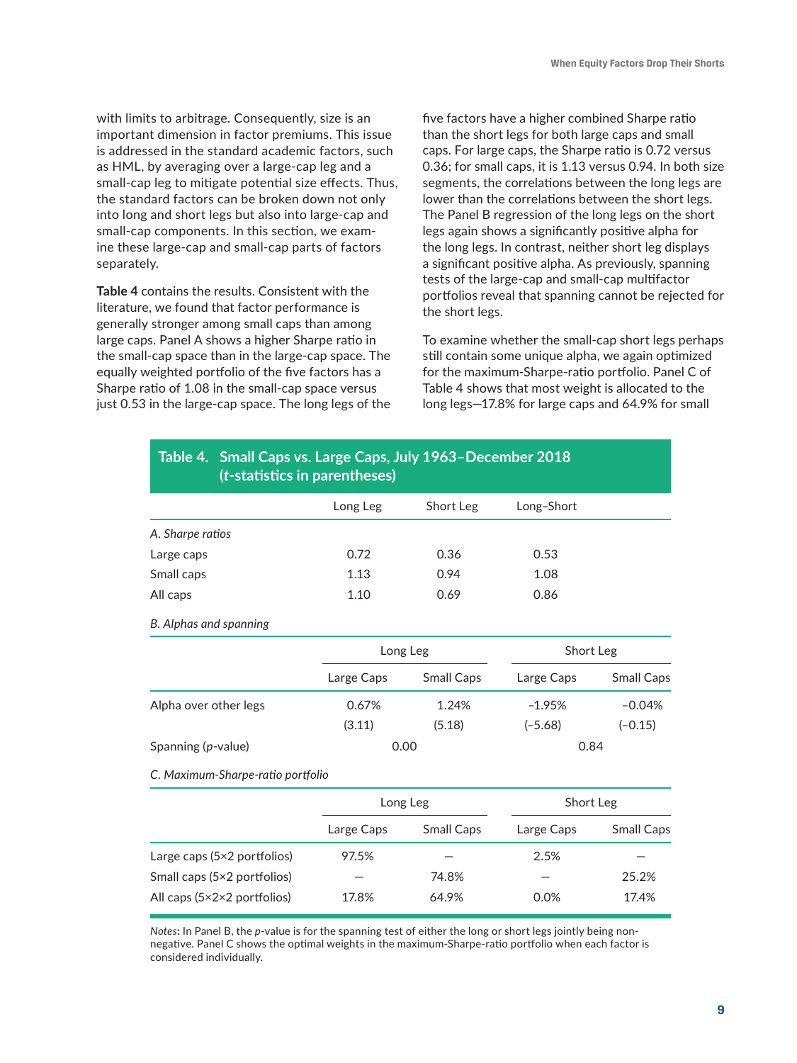with limits to arbitrage. Consequently, size is an important dimension in factor premiums. This issue is addressed in the standard academic factors, such as HML, by averaging over a large-cap leg and a small-cap leg to mitigate potential size effects. Thus, the standard factors can be broken down not only into long and short legs but also into large-cap and small-cap components. In this section, we examine these large-cap and small-cap parts of factors separately.

**Table 4** contains the results. Consistent with the literature, we found that factor performance is generally stronger among small caps than among large caps. Panel A shows a higher Sharpe ratio in the small-cap space than in the large-cap space. The equally weighted portfolio of the five factors has a Sharpe ratio of 1.08 in the small-cap space versus just 0.53 in the large-cap space. The long legs of the five factors have a higher combined Sharpe ratio than the short legs for both large caps and small caps. For large caps, the Sharpe ratio is 0.72 versus 0.36; for small caps, it is 1.13 versus 0.94. In both size segments, the correlations between the long legs are lower than the correlations between the short legs. The Panel B regression of the long legs on the short legs again shows a significantly positive alpha for the long legs. In contrast, neither short leg displays a significant positive alpha. As previously, spanning tests of the large-cap and small-cap multifactor portfolios reveal that spanning cannot be rejected for the short legs.

To examine whether the small-cap short legs perhaps still contain some unique alpha, we again optimized for the maximum-Sharpe-ratio portfolio. Panel C of Table 4 shows that most weight is allocated to the long legs—17.8% for large caps and 64.9% for small

**Table 4. Small Caps vs. Large Caps, July 1963–December 2018 (*t*-statistics in parentheses)**

| | Long Leg | Short Leg | Long–Short |
|---|---|---|---|
| *A. Sharpe ratios* | | | |
| Large caps | 0.72 | 0.36 | 0.53 |
| Small caps | 1.13 | 0.94 | 1.08 |
| All caps | 1.10 | 0.69 | 0.86 |

*B. Alphas and spanning*

| | Long Leg | | Short Leg | |
|---|---|---|---|---|
| | Large Caps | Small Caps | Large Caps | Small Caps |
| Alpha over other legs | 0.67% | 1.24% | –1.95% | –0.04% |
| | (3.11) | (5.18) | (–5.68) | (–0.15) |
| Spanning (*p*-value) | 0.00 | | 0.84 | |

*C. Maximum-Sharpe-ratio portfolio*

| | Long Leg | | Short Leg | |
|---|---|---|---|---|
| | Large Caps | Small Caps | Large Caps | Small Caps |
| Large caps (5×2 portfolios) | 97.5% | — | 2.5% | — |
| Small caps (5×2 portfolios) | — | 74.8% | — | 25.2% |
| All caps (5×2×2 portfolios) | 17.8% | 64.9% | 0.0% | 17.4% |

*Notes*: In Panel B, the *p*-value is for the spanning test of either the long or short legs jointly being nonnegative. Panel C shows the optimal weights in the maximum-Sharpe-ratio portfolio when each factor is considered individually.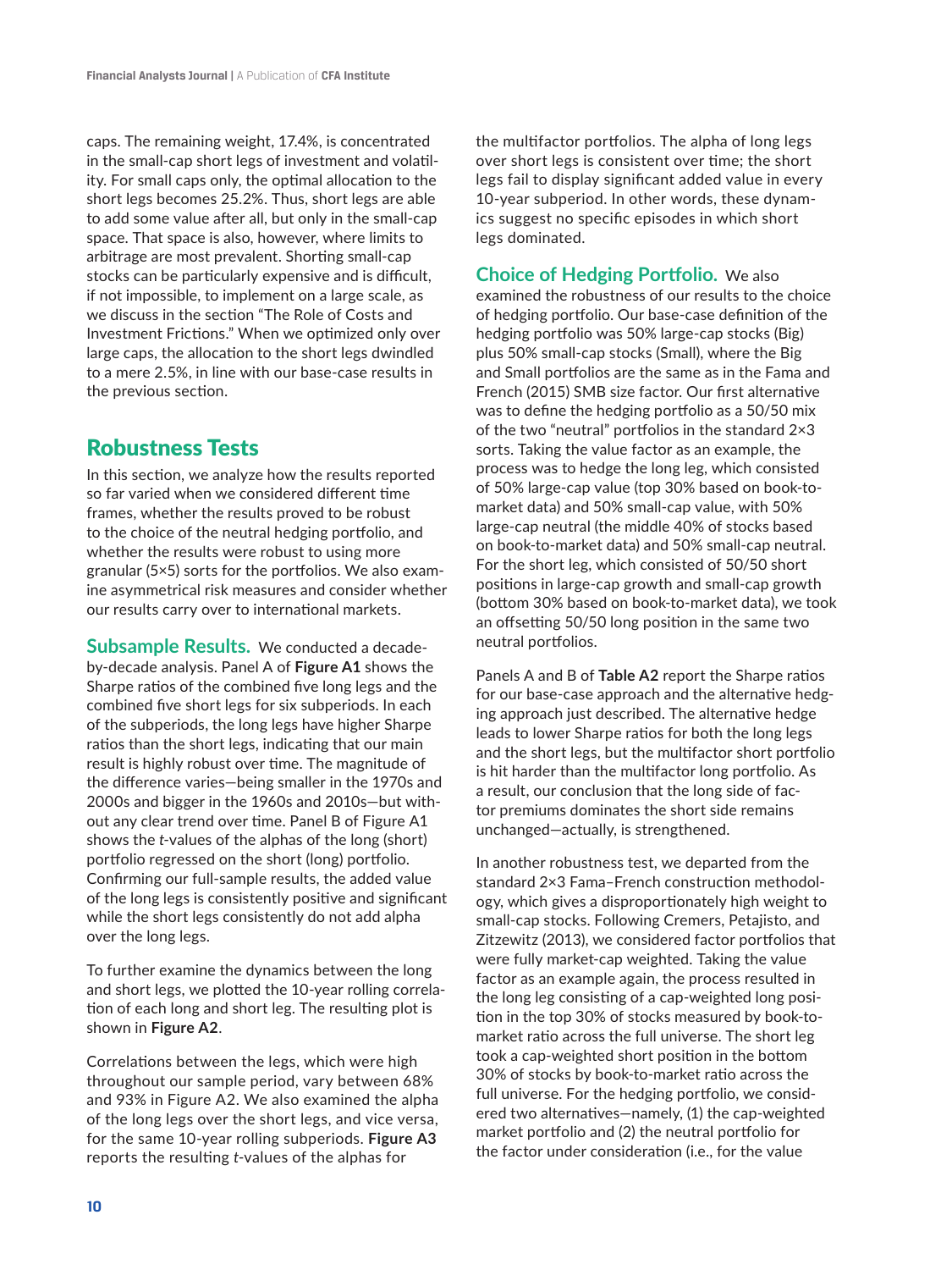caps. The remaining weight, 17.4%, is concentrated in the small-cap short legs of investment and volatility. For small caps only, the optimal allocation to the short legs becomes 25.2%. Thus, short legs are able to add some value after all, but only in the small-cap space. That space is also, however, where limits to arbitrage are most prevalent. Shorting small-cap stocks can be particularly expensive and is difficult, if not impossible, to implement on a large scale, as we discuss in the section "The Role of Costs and Investment Frictions." When we optimized only over large caps, the allocation to the short legs dwindled to a mere 2.5%, in line with our base-case results in the previous section.

## Robustness Tests

In this section, we analyze how the results reported so far varied when we considered different time frames, whether the results proved to be robust to the choice of the neutral hedging portfolio, and whether the results were robust to using more granular (5×5) sorts for the portfolios. We also examine asymmetrical risk measures and consider whether our results carry over to international markets.

**Subsample Results.** We conducted a decade-by-decade analysis. Panel A of **Figure A1** shows the Sharpe ratios of the combined five long legs and the combined five short legs for six subperiods. In each of the subperiods, the long legs have higher Sharpe ratios than the short legs, indicating that our main result is highly robust over time. The magnitude of the difference varies—being smaller in the 1970s and 2000s and bigger in the 1960s and 2010s—but without any clear trend over time. Panel B of Figure A1 shows the *t*-values of the alphas of the long (short) portfolio regressed on the short (long) portfolio. Confirming our full-sample results, the added value of the long legs is consistently positive and significant while the short legs consistently do not add alpha over the long legs.

To further examine the dynamics between the long and short legs, we plotted the 10-year rolling correlation of each long and short leg. The resulting plot is shown in **Figure A2**.

Correlations between the legs, which were high throughout our sample period, vary between 68% and 93% in Figure A2. We also examined the alpha of the long legs over the short legs, and vice versa, for the same 10-year rolling subperiods. **Figure A3** reports the resulting *t*-values of the alphas for the multifactor portfolios. The alpha of long legs over short legs is consistent over time; the short legs fail to display significant added value in every 10-year subperiod. In other words, these dynamics suggest no specific episodes in which short legs dominated.

**Choice of Hedging Portfolio.** We also examined the robustness of our results to the choice of hedging portfolio. Our base-case definition of the hedging portfolio was 50% large-cap stocks (Big) plus 50% small-cap stocks (Small), where the Big and Small portfolios are the same as in the Fama and French (2015) SMB size factor. Our first alternative was to define the hedging portfolio as a 50/50 mix of the two "neutral" portfolios in the standard 2×3 sorts. Taking the value factor as an example, the process was to hedge the long leg, which consisted of 50% large-cap value (top 30% based on book-to-market data) and 50% small-cap value, with 50% large-cap neutral (the middle 40% of stocks based on book-to-market data) and 50% small-cap neutral. For the short leg, which consisted of 50/50 short positions in large-cap growth and small-cap growth (bottom 30% based on book-to-market data), we took an offsetting 50/50 long position in the same two neutral portfolios.

Panels A and B of **Table A2** report the Sharpe ratios for our base-case approach and the alternative hedging approach just described. The alternative hedge leads to lower Sharpe ratios for both the long legs and the short legs, but the multifactor short portfolio is hit harder than the multifactor long portfolio. As a result, our conclusion that the long side of factor premiums dominates the short side remains unchanged—actually, is strengthened.

In another robustness test, we departed from the standard 2×3 Fama–French construction methodology, which gives a disproportionately high weight to small-cap stocks. Following Cremers, Petajisto, and Zitzewitz (2013), we considered factor portfolios that were fully market-cap weighted. Taking the value factor as an example again, the process resulted in the long leg consisting of a cap-weighted long position in the top 30% of stocks measured by book-to-market ratio across the full universe. The short leg took a cap-weighted short position in the bottom 30% of stocks by book-to-market ratio across the full universe. For the hedging portfolio, we considered two alternatives—namely, (1) the cap-weighted market portfolio and (2) the neutral portfolio for the factor under consideration (i.e., for the value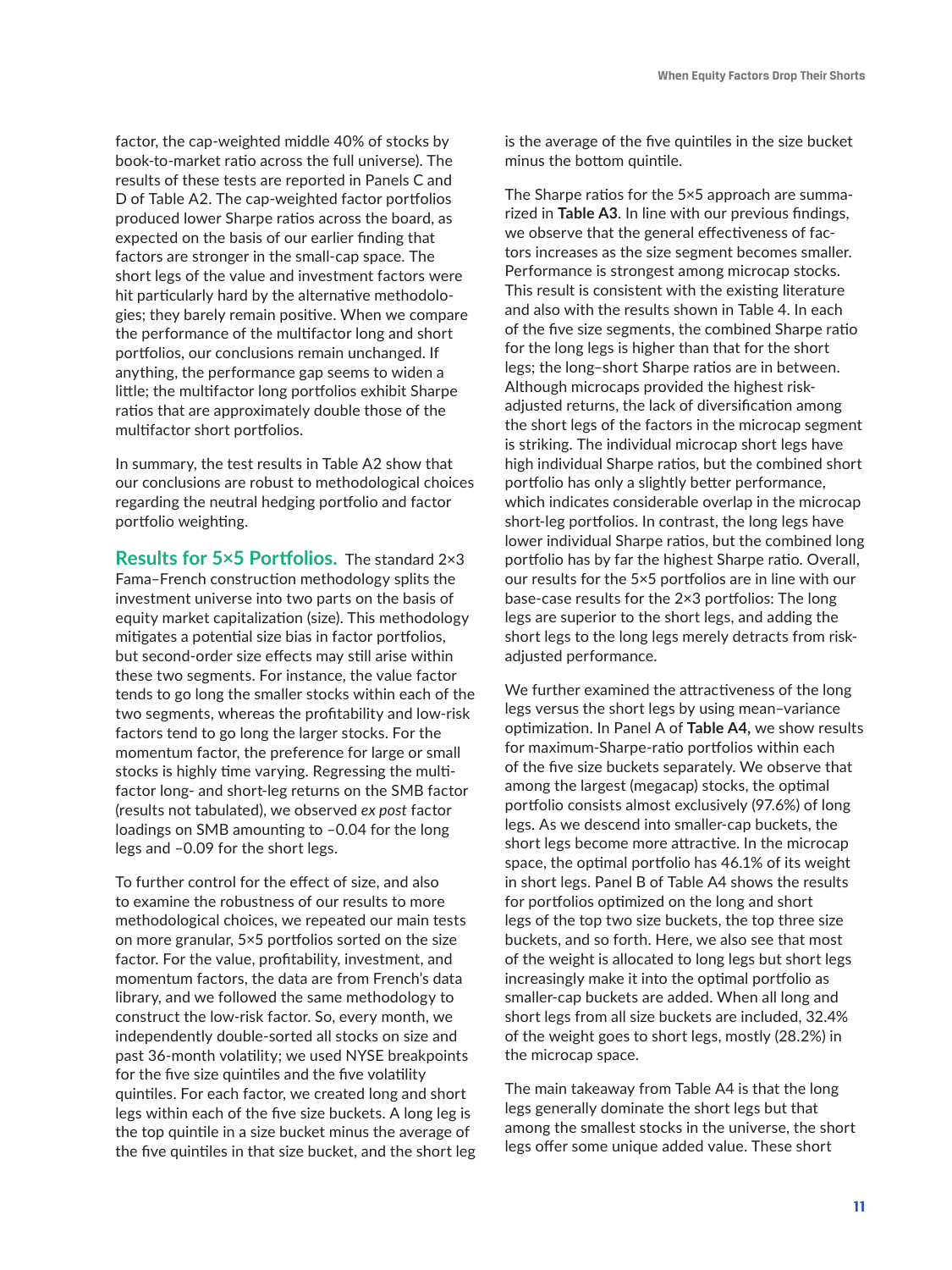factor, the cap-weighted middle 40% of stocks by book-to-market ratio across the full universe). The results of these tests are reported in Panels C and D of Table A2. The cap-weighted factor portfolios produced lower Sharpe ratios across the board, as expected on the basis of our earlier finding that factors are stronger in the small-cap space. The short legs of the value and investment factors were hit particularly hard by the alternative methodologies; they barely remain positive. When we compare the performance of the multifactor long and short portfolios, our conclusions remain unchanged. If anything, the performance gap seems to widen a little; the multifactor long portfolios exhibit Sharpe ratios that are approximately double those of the multifactor short portfolios.

In summary, the test results in Table A2 show that our conclusions are robust to methodological choices regarding the neutral hedging portfolio and factor portfolio weighting.

### Results for 5×5 Portfolios.

The standard 2×3 Fama–French construction methodology splits the investment universe into two parts on the basis of equity market capitalization (size). This methodology mitigates a potential size bias in factor portfolios, but second-order size effects may still arise within these two segments. For instance, the value factor tends to go long the smaller stocks within each of the two segments, whereas the profitability and low-risk factors tend to go long the larger stocks. For the momentum factor, the preference for large or small stocks is highly time varying. Regressing the multifactor long- and short-leg returns on the SMB factor (results not tabulated), we observed *ex post* factor loadings on SMB amounting to –0.04 for the long legs and –0.09 for the short legs.

To further control for the effect of size, and also to examine the robustness of our results to more methodological choices, we repeated our main tests on more granular, 5×5 portfolios sorted on the size factor. For the value, profitability, investment, and momentum factors, the data are from French's data library, and we followed the same methodology to construct the low-risk factor. So, every month, we independently double-sorted all stocks on size and past 36-month volatility; we used NYSE breakpoints for the five size quintiles and the five volatility quintiles. For each factor, we created long and short legs within each of the five size buckets. A long leg is the top quintile in a size bucket minus the average of the five quintiles in that size bucket, and the short leg is the average of the five quintiles in the size bucket minus the bottom quintile.

The Sharpe ratios for the 5×5 approach are summarized in **Table A3**. In line with our previous findings, we observe that the general effectiveness of factors increases as the size segment becomes smaller. Performance is strongest among microcap stocks. This result is consistent with the existing literature and also with the results shown in Table 4. In each of the five size segments, the combined Sharpe ratio for the long legs is higher than that for the short legs; the long–short Sharpe ratios are in between. Although microcaps provided the highest risk-adjusted returns, the lack of diversification among the short legs of the factors in the microcap segment is striking. The individual microcap short legs have high individual Sharpe ratios, but the combined short portfolio has only a slightly better performance, which indicates considerable overlap in the microcap short-leg portfolios. In contrast, the long legs have lower individual Sharpe ratios, but the combined long portfolio has by far the highest Sharpe ratio. Overall, our results for the 5×5 portfolios are in line with our base-case results for the 2×3 portfolios: The long legs are superior to the short legs, and adding the short legs to the long legs merely detracts from risk-adjusted performance.

We further examined the attractiveness of the long legs versus the short legs by using mean–variance optimization. In Panel A of **Table A4,** we show results for maximum-Sharpe-ratio portfolios within each of the five size buckets separately. We observe that among the largest (megacap) stocks, the optimal portfolio consists almost exclusively (97.6%) of long legs. As we descend into smaller-cap buckets, the short legs become more attractive. In the microcap space, the optimal portfolio has 46.1% of its weight in short legs. Panel B of Table A4 shows the results for portfolios optimized on the long and short legs of the top two size buckets, the top three size buckets, and so forth. Here, we also see that most of the weight is allocated to long legs but short legs increasingly make it into the optimal portfolio as smaller-cap buckets are added. When all long and short legs from all size buckets are included, 32.4% of the weight goes to short legs, mostly (28.2%) in the microcap space.

The main takeaway from Table A4 is that the long legs generally dominate the short legs but that among the smallest stocks in the universe, the short legs offer some unique added value. These short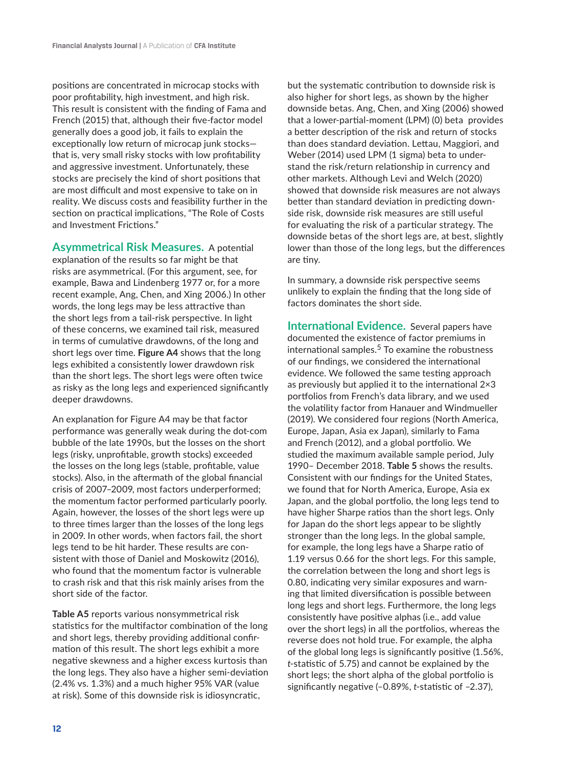positions are concentrated in microcap stocks with poor profitability, high investment, and high risk. This result is consistent with the finding of Fama and French (2015) that, although their five-factor model generally does a good job, it fails to explain the exceptionally low return of microcap junk stocks—that is, very small risky stocks with low profitability and aggressive investment. Unfortunately, these stocks are precisely the kind of short positions that are most difficult and most expensive to take on in reality. We discuss costs and feasibility further in the section on practical implications, "The Role of Costs and Investment Frictions."

**Asymmetrical Risk Measures.** A potential explanation of the results so far might be that risks are asymmetrical. (For this argument, see, for example, Bawa and Lindenberg 1977 or, for a more recent example, Ang, Chen, and Xing 2006.) In other words, the long legs may be less attractive than the short legs from a tail-risk perspective. In light of these concerns, we examined tail risk, measured in terms of cumulative drawdowns, of the long and short legs over time. **Figure A4** shows that the long legs exhibited a consistently lower drawdown risk than the short legs. The short legs were often twice as risky as the long legs and experienced significantly deeper drawdowns.

An explanation for Figure A4 may be that factor performance was generally weak during the dot-com bubble of the late 1990s, but the losses on the short legs (risky, unprofitable, growth stocks) exceeded the losses on the long legs (stable, profitable, value stocks). Also, in the aftermath of the global financial crisis of 2007–2009, most factors underperformed; the momentum factor performed particularly poorly. Again, however, the losses of the short legs were up to three times larger than the losses of the long legs in 2009. In other words, when factors fail, the short legs tend to be hit harder. These results are consistent with those of Daniel and Moskowitz (2016), who found that the momentum factor is vulnerable to crash risk and that this risk mainly arises from the short side of the factor.

**Table A5** reports various nonsymmetrical risk statistics for the multifactor combination of the long and short legs, thereby providing additional confirmation of this result. The short legs exhibit a more negative skewness and a higher excess kurtosis than the long legs. They also have a higher semi-deviation (2.4% vs. 1.3%) and a much higher 95% VAR (value at risk). Some of this downside risk is idiosyncratic, but the systematic contribution to downside risk is also higher for short legs, as shown by the higher downside betas. Ang, Chen, and Xing (2006) showed that a lower-partial-moment (LPM) (0) beta provides a better description of the risk and return of stocks than does standard deviation. Lettau, Maggiori, and Weber (2014) used LPM (1 sigma) beta to understand the risk/return relationship in currency and other markets. Although Levi and Welch (2020) showed that downside risk measures are not always better than standard deviation in predicting downside risk, downside risk measures are still useful for evaluating the risk of a particular strategy. The downside betas of the short legs are, at best, slightly lower than those of the long legs, but the differences are tiny.

In summary, a downside risk perspective seems unlikely to explain the finding that the long side of factors dominates the short side.

**International Evidence.** Several papers have documented the existence of factor premiums in international samples.[5] To examine the robustness of our findings, we considered the international evidence. We followed the same testing approach as previously but applied it to the international 2×3 portfolios from French's data library, and we used the volatility factor from Hanauer and Windmueller (2019). We considered four regions (North America, Europe, Japan, Asia ex Japan), similarly to Fama and French (2012), and a global portfolio. We studied the maximum available sample period, July 1990– December 2018. **Table 5** shows the results. Consistent with our findings for the United States, we found that for North America, Europe, Asia ex Japan, and the global portfolio, the long legs tend to have higher Sharpe ratios than the short legs. Only for Japan do the short legs appear to be slightly stronger than the long legs. In the global sample, for example, the long legs have a Sharpe ratio of 1.19 versus 0.66 for the short legs. For this sample, the correlation between the long and short legs is 0.80, indicating very similar exposures and warning that limited diversification is possible between long legs and short legs. Furthermore, the long legs consistently have positive alphas (i.e., add value over the short legs) in all the portfolios, whereas the reverse does not hold true. For example, the alpha of the global long legs is significantly positive (1.56%, *t*-statistic of 5.75) and cannot be explained by the short legs; the short alpha of the global portfolio is significantly negative (–0.89%, *t*-statistic of –2.37),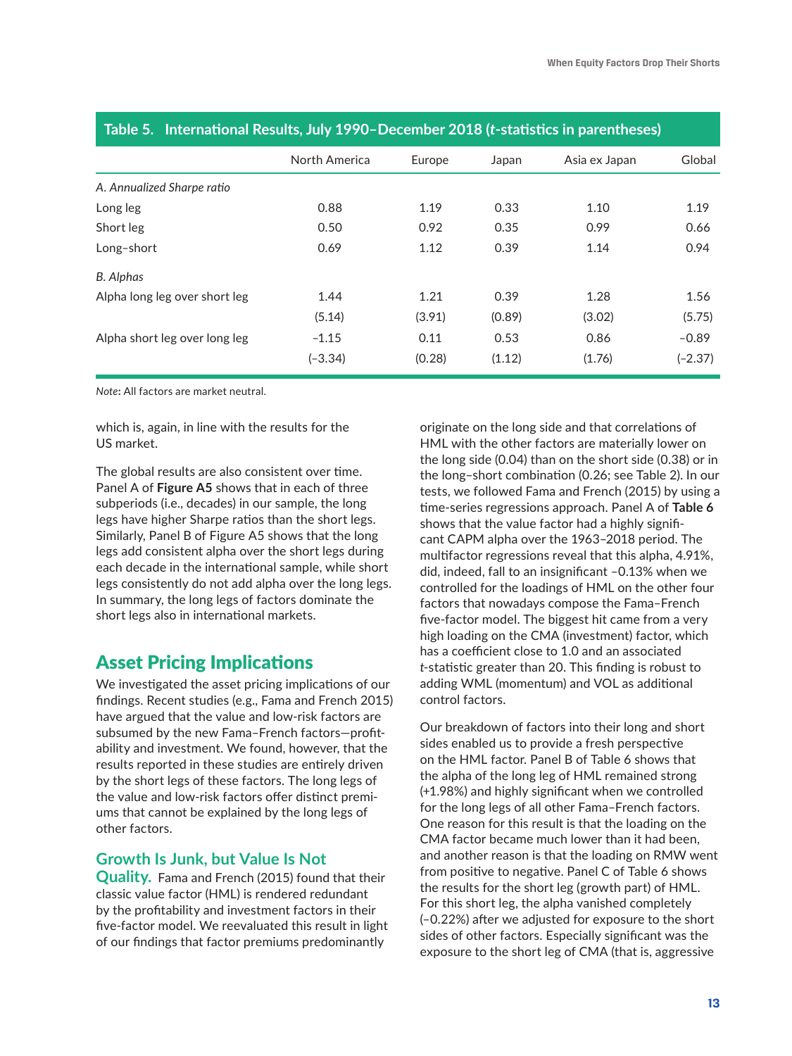**Table 5. International Results, July 1990–December 2018 (*t*-statistics in parentheses)**

| | North America | Europe | Japan | Asia ex Japan | Global |
|---|---|---|---|---|---|
| *A. Annualized Sharpe ratio* | | | | | |
| Long leg | 0.88 | 1.19 | 0.33 | 1.10 | 1.19 |
| Short leg | 0.50 | 0.92 | 0.35 | 0.99 | 0.66 |
| Long–short | 0.69 | 1.12 | 0.39 | 1.14 | 0.94 |
| *B. Alphas* | | | | | |
| Alpha long leg over short leg | 1.44 | 1.21 | 0.39 | 1.28 | 1.56 |
| | (5.14) | (3.91) | (0.89) | (3.02) | (5.75) |
| Alpha short leg over long leg | –1.15 | 0.11 | 0.53 | 0.86 | –0.89 |
| | (–3.34) | (0.28) | (1.12) | (1.76) | (–2.37) |

*Note*: All factors are market neutral.

which is, again, in line with the results for the US market.

The global results are also consistent over time. Panel A of **Figure A5** shows that in each of three subperiods (i.e., decades) in our sample, the long legs have higher Sharpe ratios than the short legs. Similarly, Panel B of Figure A5 shows that the long legs add consistent alpha over the short legs during each decade in the international sample, while short legs consistently do not add alpha over the long legs. In summary, the long legs of factors dominate the short legs also in international markets.

## Asset Pricing Implications

We investigated the asset pricing implications of our findings. Recent studies (e.g., Fama and French 2015) have argued that the value and low-risk factors are subsumed by the new Fama–French factors—profitability and investment. We found, however, that the results reported in these studies are entirely driven by the short legs of these factors. The long legs of the value and low-risk factors offer distinct premiums that cannot be explained by the long legs of other factors.

### Growth Is Junk, but Value Is Not Quality.

Fama and French (2015) found that their classic value factor (HML) is rendered redundant by the profitability and investment factors in their five-factor model. We reevaluated this result in light of our findings that factor premiums predominantly originate on the long side and that correlations of HML with the other factors are materially lower on the long side (0.04) than on the short side (0.38) or in the long–short combination (0.26; see Table 2). In our tests, we followed Fama and French (2015) by using a time-series regressions approach. Panel A of **Table 6** shows that the value factor had a highly significant CAPM alpha over the 1963–2018 period. The multifactor regressions reveal that this alpha, 4.91%, did, indeed, fall to an insignificant –0.13% when we controlled for the loadings of HML on the other four factors that nowadays compose the Fama–French five-factor model. The biggest hit came from a very high loading on the CMA (investment) factor, which has a coefficient close to 1.0 and an associated *t*-statistic greater than 20. This finding is robust to adding WML (momentum) and VOL as additional control factors.

Our breakdown of factors into their long and short sides enabled us to provide a fresh perspective on the HML factor. Panel B of Table 6 shows that the alpha of the long leg of HML remained strong (+1.98%) and highly significant when we controlled for the long legs of all other Fama–French factors. One reason for this result is that the loading on the CMA factor became much lower than it had been, and another reason is that the loading on RMW went from positive to negative. Panel C of Table 6 shows the results for the short leg (growth part) of HML. For this short leg, the alpha vanished completely (–0.22%) after we adjusted for exposure to the short sides of other factors. Especially significant was the exposure to the short leg of CMA (that is, aggressive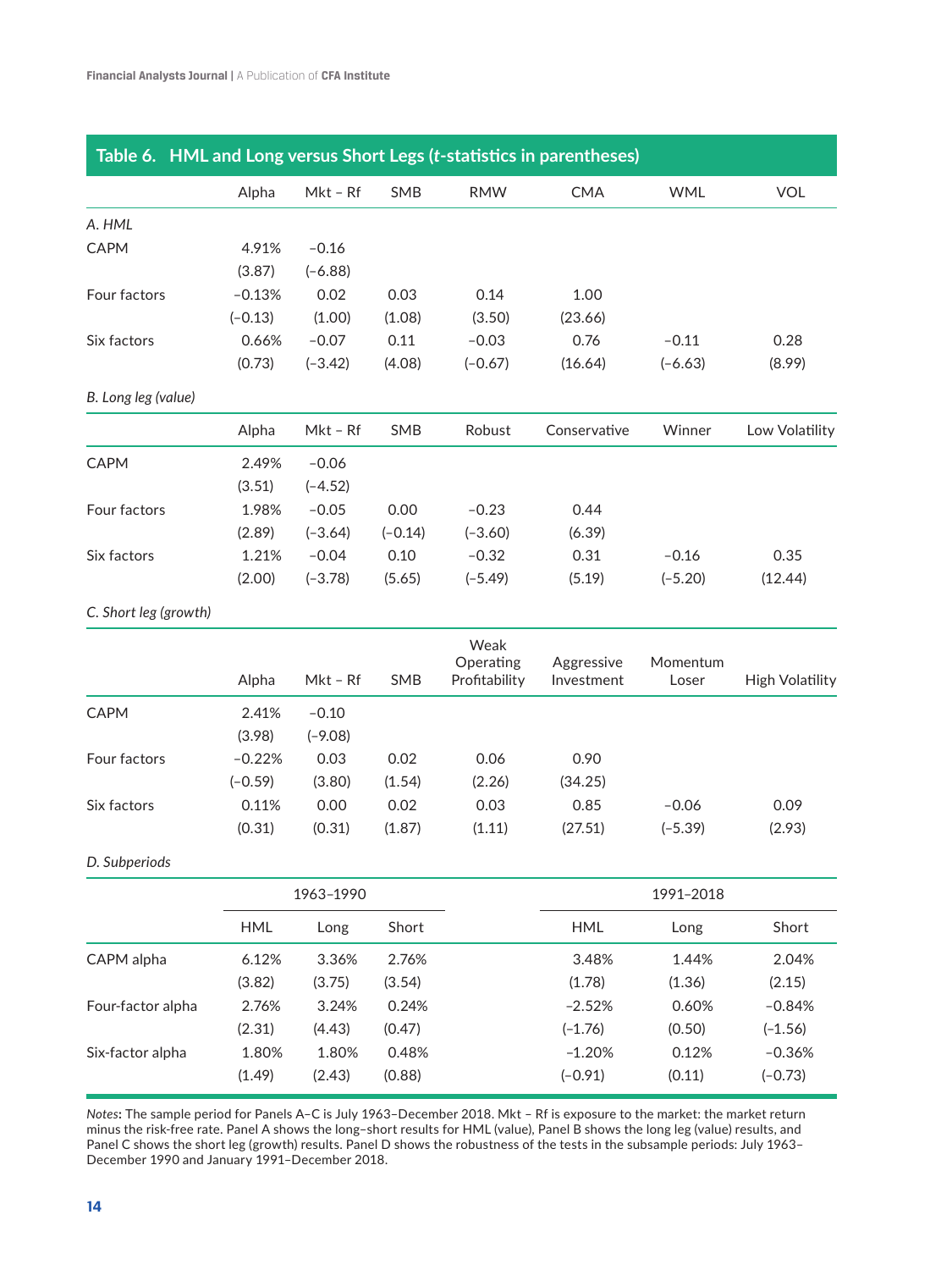## Table 6. HML and Long versus Short Legs (*t*-statistics in parentheses)

| | Alpha | Mkt – Rf | SMB | RMW | CMA | WML | VOL |
|---|---|---|---|---|---|---|---|
| *A. HML* | | | | | | | |
| CAPM | 4.91% | −0.16 | | | | | |
| | (3.87) | (−6.88) | | | | | |
| Four factors | −0.13% | 0.02 | 0.03 | 0.14 | 1.00 | | |
| | (−0.13) | (1.00) | (1.08) | (3.50) | (23.66) | | |
| Six factors | 0.66% | −0.07 | 0.11 | −0.03 | 0.76 | −0.11 | 0.28 |
| | (0.73) | (−3.42) | (4.08) | (−0.67) | (16.64) | (−6.63) | (8.99) |

*B. Long leg (value)*

| | Alpha | Mkt – Rf | SMB | Robust | Conservative | Winner | Low Volatility |
|---|---|---|---|---|---|---|---|
| CAPM | 2.49% | −0.06 | | | | | |
| | (3.51) | (−4.52) | | | | | |
| Four factors | 1.98% | −0.05 | 0.00 | −0.23 | 0.44 | | |
| | (2.89) | (−3.64) | (−0.14) | (−3.60) | (6.39) | | |
| Six factors | 1.21% | −0.04 | 0.10 | −0.32 | 0.31 | −0.16 | 0.35 |
| | (2.00) | (−3.78) | (5.65) | (−5.49) | (5.19) | (−5.20) | (12.44) |

*C. Short leg (growth)*

| | Alpha | Mkt – Rf | SMB | Weak Operating Profitability | Aggressive Investment | Momentum Loser | High Volatility |
|---|---|---|---|---|---|---|---|
| CAPM | 2.41% | −0.10 | | | | | |
| | (3.98) | (−9.08) | | | | | |
| Four factors | −0.22% | 0.03 | 0.02 | 0.06 | 0.90 | | |
| | (−0.59) | (3.80) | (1.54) | (2.26) | (34.25) | | |
| Six factors | 0.11% | 0.00 | 0.02 | 0.03 | 0.85 | −0.06 | 0.09 |
| | (0.31) | (0.31) | (1.87) | (1.11) | (27.51) | (−5.39) | (2.93) |

*D. Subperiods*

| | 1963–1990 | | | 1991–2018 | | |
|---|---|---|---|---|---|---|
| | HML | Long | Short | HML | Long | Short |
| CAPM alpha | 6.12% | 3.36% | 2.76% | 3.48% | 1.44% | 2.04% |
| | (3.82) | (3.75) | (3.54) | (1.78) | (1.36) | (2.15) |
| Four-factor alpha | 2.76% | 3.24% | 0.24% | −2.52% | 0.60% | −0.84% |
| | (2.31) | (4.43) | (0.47) | (−1.76) | (0.50) | (−1.56) |
| Six-factor alpha | 1.80% | 1.80% | 0.48% | −1.20% | 0.12% | −0.36% |
| | (1.49) | (2.43) | (0.88) | (−0.91) | (0.11) | (−0.73) |

*Notes*: The sample period for Panels A–C is July 1963–December 2018. Mkt – Rf is exposure to the market: the market return minus the risk-free rate. Panel A shows the long–short results for HML (value), Panel B shows the long leg (value) results, and Panel C shows the short leg (growth) results. Panel D shows the robustness of the tests in the subsample periods: July 1963–December 1990 and January 1991–December 2018.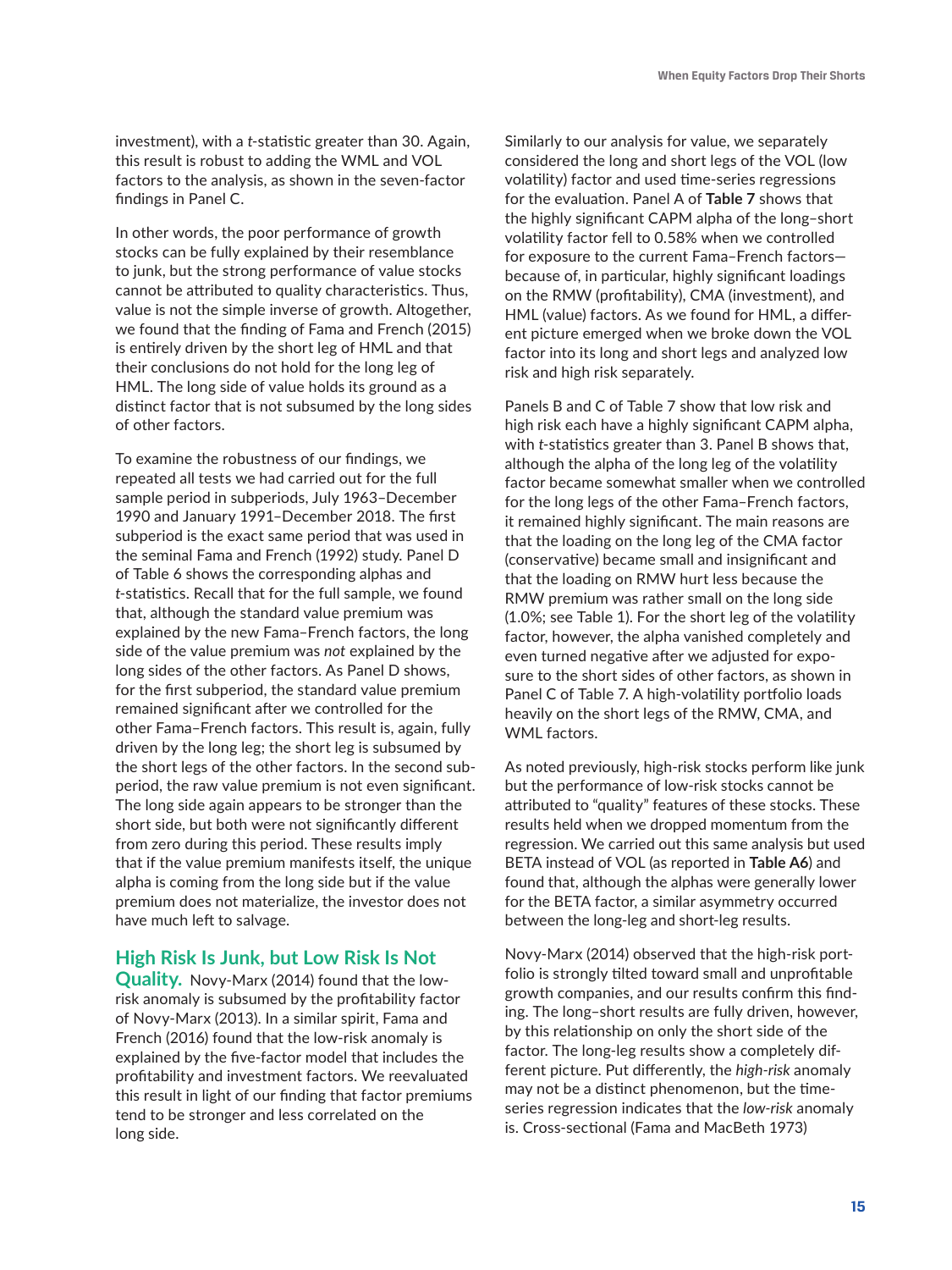investment), with a *t*-statistic greater than 30. Again, this result is robust to adding the WML and VOL factors to the analysis, as shown in the seven-factor findings in Panel C.

In other words, the poor performance of growth stocks can be fully explained by their resemblance to junk, but the strong performance of value stocks cannot be attributed to quality characteristics. Thus, value is not the simple inverse of growth. Altogether, we found that the finding of Fama and French (2015) is entirely driven by the short leg of HML and that their conclusions do not hold for the long leg of HML. The long side of value holds its ground as a distinct factor that is not subsumed by the long sides of other factors.

To examine the robustness of our findings, we repeated all tests we had carried out for the full sample period in subperiods, July 1963–December 1990 and January 1991–December 2018. The first subperiod is the exact same period that was used in the seminal Fama and French (1992) study. Panel D of Table 6 shows the corresponding alphas and *t*-statistics. Recall that for the full sample, we found that, although the standard value premium was explained by the new Fama–French factors, the long side of the value premium was *not* explained by the long sides of the other factors. As Panel D shows, for the first subperiod, the standard value premium remained significant after we controlled for the other Fama–French factors. This result is, again, fully driven by the long leg; the short leg is subsumed by the short legs of the other factors. In the second subperiod, the raw value premium is not even significant. The long side again appears to be stronger than the short side, but both were not significantly different from zero during this period. These results imply that if the value premium manifests itself, the unique alpha is coming from the long side but if the value premium does not materialize, the investor does not have much left to salvage.

**High Risk Is Junk, but Low Risk Is Not Quality.** Novy-Marx (2014) found that the low-risk anomaly is subsumed by the profitability factor of Novy-Marx (2013). In a similar spirit, Fama and French (2016) found that the low-risk anomaly is explained by the five-factor model that includes the profitability and investment factors. We reevaluated this result in light of our finding that factor premiums tend to be stronger and less correlated on the long side.

Similarly to our analysis for value, we separately considered the long and short legs of the VOL (low volatility) factor and used time-series regressions for the evaluation. Panel A of **Table 7** shows that the highly significant CAPM alpha of the long–short volatility factor fell to 0.58% when we controlled for exposure to the current Fama–French factors—because of, in particular, highly significant loadings on the RMW (profitability), CMA (investment), and HML (value) factors. As we found for HML, a different picture emerged when we broke down the VOL factor into its long and short legs and analyzed low risk and high risk separately.

Panels B and C of Table 7 show that low risk and high risk each have a highly significant CAPM alpha, with *t*-statistics greater than 3. Panel B shows that, although the alpha of the long leg of the volatility factor became somewhat smaller when we controlled for the long legs of the other Fama–French factors, it remained highly significant. The main reasons are that the loading on the long leg of the CMA factor (conservative) became small and insignificant and that the loading on RMW hurt less because the RMW premium was rather small on the long side (1.0%; see Table 1). For the short leg of the volatility factor, however, the alpha vanished completely and even turned negative after we adjusted for exposure to the short sides of other factors, as shown in Panel C of Table 7. A high-volatility portfolio loads heavily on the short legs of the RMW, CMA, and WML factors.

As noted previously, high-risk stocks perform like junk but the performance of low-risk stocks cannot be attributed to "quality" features of these stocks. These results held when we dropped momentum from the regression. We carried out this same analysis but used BETA instead of VOL (as reported in **Table A6**) and found that, although the alphas were generally lower for the BETA factor, a similar asymmetry occurred between the long-leg and short-leg results.

Novy-Marx (2014) observed that the high-risk portfolio is strongly tilted toward small and unprofitable growth companies, and our results confirm this finding. The long–short results are fully driven, however, by this relationship on only the short side of the factor. The long-leg results show a completely different picture. Put differently, the *high-risk* anomaly may not be a distinct phenomenon, but the time-series regression indicates that the *low-risk* anomaly is. Cross-sectional (Fama and MacBeth 1973)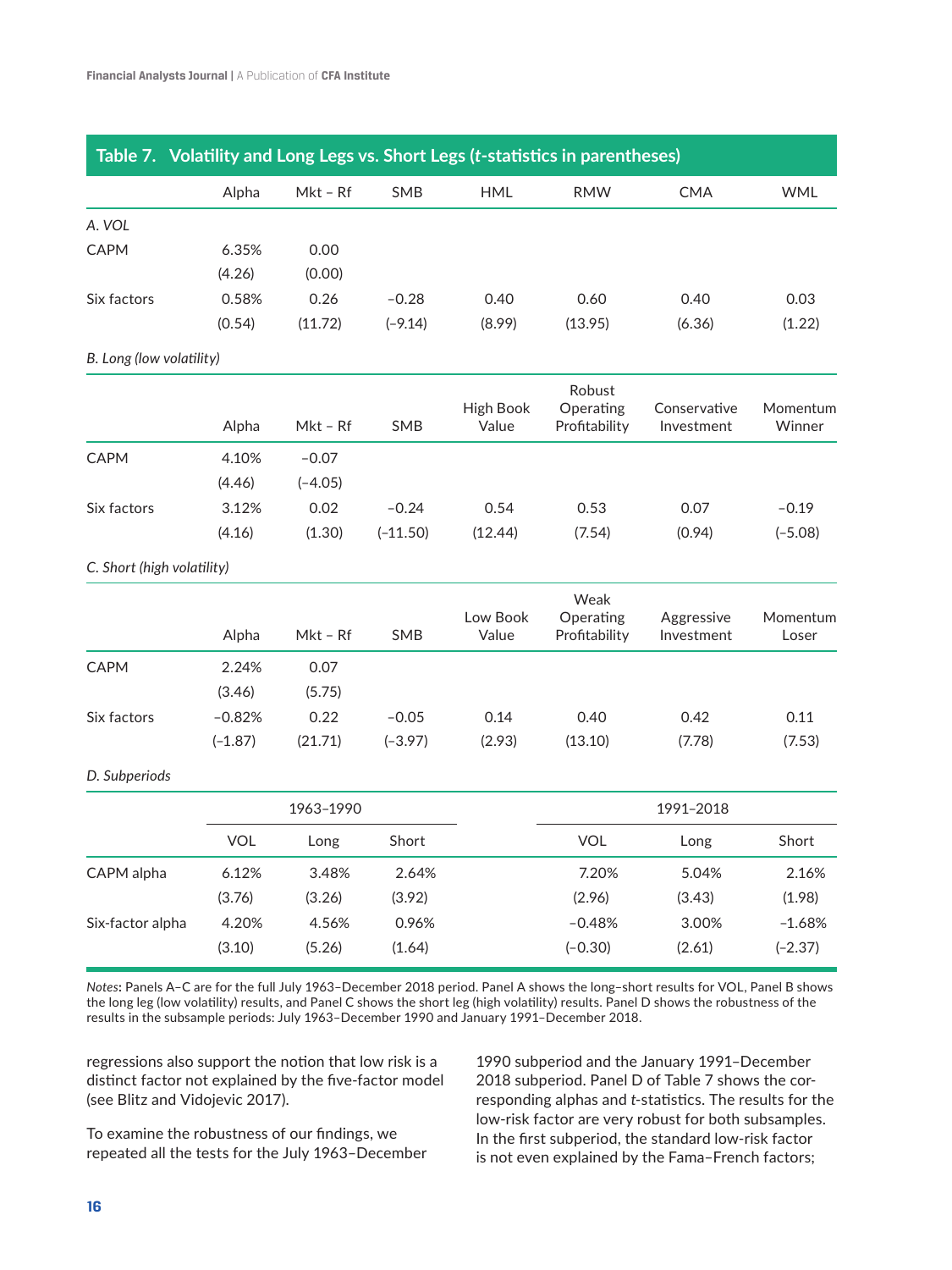**Table 7. Volatility and Long Legs vs. Short Legs (*t*-statistics in parentheses)**

| | Alpha | Mkt – Rf | SMB | HML | RMW | CMA | WML |
|---|---|---|---|---|---|---|---|
| *A. VOL* | | | | | | | |
| CAPM | 6.35% | 0.00 | | | | | |
| | (4.26) | (0.00) | | | | | |
| Six factors | 0.58% | 0.26 | −0.28 | 0.40 | 0.60 | 0.40 | 0.03 |
| | (0.54) | (11.72) | (−9.14) | (8.99) | (13.95) | (6.36) | (1.22) |

*B. Long (low volatility)*

| | Alpha | Mkt – Rf | SMB | High Book Value | Robust Operating Profitability | Conservative Investment | Momentum Winner |
|---|---|---|---|---|---|---|---|
| CAPM | 4.10% | −0.07 | | | | | |
| | (4.46) | (−4.05) | | | | | |
| Six factors | 3.12% | 0.02 | −0.24 | 0.54 | 0.53 | 0.07 | −0.19 |
| | (4.16) | (1.30) | (−11.50) | (12.44) | (7.54) | (0.94) | (−5.08) |

*C. Short (high volatility)*

| | Alpha | Mkt – Rf | SMB | Low Book Value | Weak Operating Profitability | Aggressive Investment | Momentum Loser |
|---|---|---|---|---|---|---|---|
| CAPM | 2.24% | 0.07 | | | | | |
| | (3.46) | (5.75) | | | | | |
| Six factors | −0.82% | 0.22 | −0.05 | 0.14 | 0.40 | 0.42 | 0.11 |
| | (−1.87) | (21.71) | (−3.97) | (2.93) | (13.10) | (7.78) | (7.53) |

*D. Subperiods*

| | 1963–1990 | | | 1991–2018 | | |
|---|---|---|---|---|---|---|
| | VOL | Long | Short | VOL | Long | Short |
| CAPM alpha | 6.12% | 3.48% | 2.64% | 7.20% | 5.04% | 2.16% |
| | (3.76) | (3.26) | (3.92) | (2.96) | (3.43) | (1.98) |
| Six-factor alpha | 4.20% | 4.56% | 0.96% | −0.48% | 3.00% | −1.68% |
| | (3.10) | (5.26) | (1.64) | (−0.30) | (2.61) | (−2.37) |

*Notes*: Panels A–C are for the full July 1963–December 2018 period. Panel A shows the long–short results for VOL, Panel B shows the long leg (low volatility) results, and Panel C shows the short leg (high volatility) results. Panel D shows the robustness of the results in the subsample periods: July 1963–December 1990 and January 1991–December 2018.

regressions also support the notion that low risk is a distinct factor not explained by the five-factor model (see Blitz and Vidojevic 2017).

To examine the robustness of our findings, we repeated all the tests for the July 1963–December 1990 subperiod and the January 1991–December 2018 subperiod. Panel D of Table 7 shows the corresponding alphas and *t*-statistics. The results for the low-risk factor are very robust for both subsamples. In the first subperiod, the standard low-risk factor is not even explained by the Fama–French factors;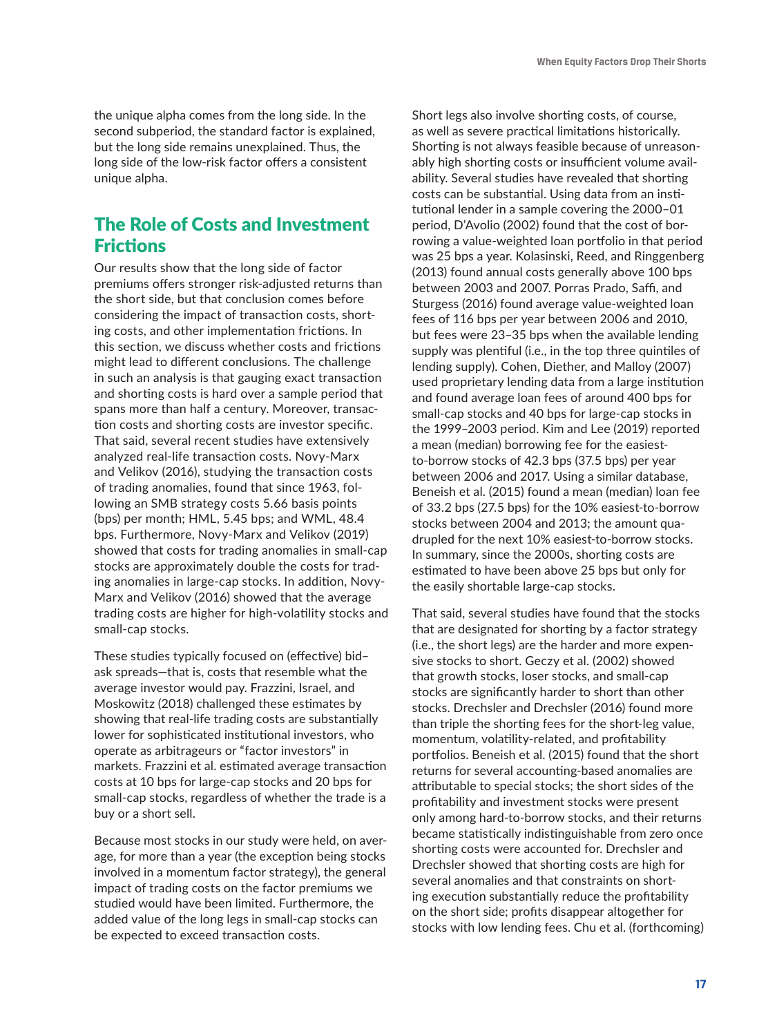the unique alpha comes from the long side. In the second subperiod, the standard factor is explained, but the long side remains unexplained. Thus, the long side of the low-risk factor offers a consistent unique alpha.

## The Role of Costs and Investment Frictions

Our results show that the long side of factor premiums offers stronger risk-adjusted returns than the short side, but that conclusion comes before considering the impact of transaction costs, shorting costs, and other implementation frictions. In this section, we discuss whether costs and frictions might lead to different conclusions. The challenge in such an analysis is that gauging exact transaction and shorting costs is hard over a sample period that spans more than half a century. Moreover, transaction costs and shorting costs are investor specific. That said, several recent studies have extensively analyzed real-life transaction costs. Novy-Marx and Velikov (2016), studying the transaction costs of trading anomalies, found that since 1963, following an SMB strategy costs 5.66 basis points (bps) per month; HML, 5.45 bps; and WML, 48.4 bps. Furthermore, Novy-Marx and Velikov (2019) showed that costs for trading anomalies in small-cap stocks are approximately double the costs for trading anomalies in large-cap stocks. In addition, Novy-Marx and Velikov (2016) showed that the average trading costs are higher for high-volatility stocks and small-cap stocks.

These studies typically focused on (effective) bid–ask spreads—that is, costs that resemble what the average investor would pay. Frazzini, Israel, and Moskowitz (2018) challenged these estimates by showing that real-life trading costs are substantially lower for sophisticated institutional investors, who operate as arbitrageurs or "factor investors" in markets. Frazzini et al. estimated average transaction costs at 10 bps for large-cap stocks and 20 bps for small-cap stocks, regardless of whether the trade is a buy or a short sell.

Because most stocks in our study were held, on average, for more than a year (the exception being stocks involved in a momentum factor strategy), the general impact of trading costs on the factor premiums we studied would have been limited. Furthermore, the added value of the long legs in small-cap stocks can be expected to exceed transaction costs.

Short legs also involve shorting costs, of course, as well as severe practical limitations historically. Shorting is not always feasible because of unreasonably high shorting costs or insufficient volume availability. Several studies have revealed that shorting costs can be substantial. Using data from an institutional lender in a sample covering the 2000–01 period, D'Avolio (2002) found that the cost of borrowing a value-weighted loan portfolio in that period was 25 bps a year. Kolasinski, Reed, and Ringgenberg (2013) found annual costs generally above 100 bps between 2003 and 2007. Porras Prado, Saffi, and Sturgess (2016) found average value-weighted loan fees of 116 bps per year between 2006 and 2010, but fees were 23–35 bps when the available lending supply was plentiful (i.e., in the top three quintiles of lending supply). Cohen, Diether, and Malloy (2007) used proprietary lending data from a large institution and found average loan fees of around 400 bps for small-cap stocks and 40 bps for large-cap stocks in the 1999–2003 period. Kim and Lee (2019) reported a mean (median) borrowing fee for the easiest-to-borrow stocks of 42.3 bps (37.5 bps) per year between 2006 and 2017. Using a similar database, Beneish et al. (2015) found a mean (median) loan fee of 33.2 bps (27.5 bps) for the 10% easiest-to-borrow stocks between 2004 and 2013; the amount quadrupled for the next 10% easiest-to-borrow stocks. In summary, since the 2000s, shorting costs are estimated to have been above 25 bps but only for the easily shortable large-cap stocks.

That said, several studies have found that the stocks that are designated for shorting by a factor strategy (i.e., the short legs) are the harder and more expensive stocks to short. Geczy et al. (2002) showed that growth stocks, loser stocks, and small-cap stocks are significantly harder to short than other stocks. Drechsler and Drechsler (2016) found more than triple the shorting fees for the short-leg value, momentum, volatility-related, and profitability portfolios. Beneish et al. (2015) found that the short returns for several accounting-based anomalies are attributable to special stocks; the short sides of the profitability and investment stocks were present only among hard-to-borrow stocks, and their returns became statistically indistinguishable from zero once shorting costs were accounted for. Drechsler and Drechsler showed that shorting costs are high for several anomalies and that constraints on shorting execution substantially reduce the profitability on the short side; profits disappear altogether for stocks with low lending fees. Chu et al. (forthcoming)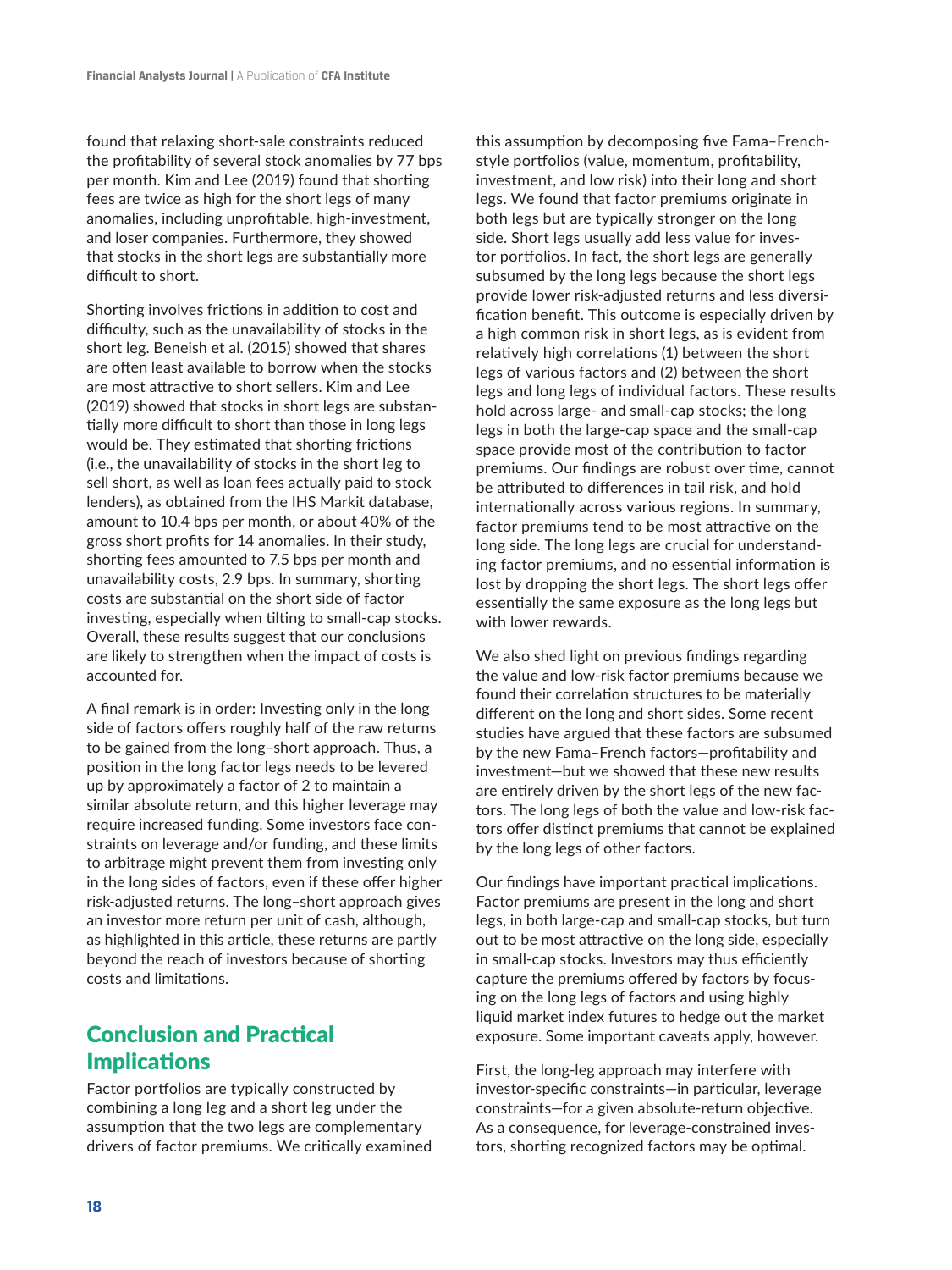found that relaxing short-sale constraints reduced the profitability of several stock anomalies by 77 bps per month. Kim and Lee (2019) found that shorting fees are twice as high for the short legs of many anomalies, including unprofitable, high-investment, and loser companies. Furthermore, they showed that stocks in the short legs are substantially more difficult to short.

Shorting involves frictions in addition to cost and difficulty, such as the unavailability of stocks in the short leg. Beneish et al. (2015) showed that shares are often least available to borrow when the stocks are most attractive to short sellers. Kim and Lee (2019) showed that stocks in short legs are substantially more difficult to short than those in long legs would be. They estimated that shorting frictions (i.e., the unavailability of stocks in the short leg to sell short, as well as loan fees actually paid to stock lenders), as obtained from the IHS Markit database, amount to 10.4 bps per month, or about 40% of the gross short profits for 14 anomalies. In their study, shorting fees amounted to 7.5 bps per month and unavailability costs, 2.9 bps. In summary, shorting costs are substantial on the short side of factor investing, especially when tilting to small-cap stocks. Overall, these results suggest that our conclusions are likely to strengthen when the impact of costs is accounted for.

A final remark is in order: Investing only in the long side of factors offers roughly half of the raw returns to be gained from the long–short approach. Thus, a position in the long factor legs needs to be levered up by approximately a factor of 2 to maintain a similar absolute return, and this higher leverage may require increased funding. Some investors face constraints on leverage and/or funding, and these limits to arbitrage might prevent them from investing only in the long sides of factors, even if these offer higher risk-adjusted returns. The long–short approach gives an investor more return per unit of cash, although, as highlighted in this article, these returns are partly beyond the reach of investors because of shorting costs and limitations.

## Conclusion and Practical Implications

Factor portfolios are typically constructed by combining a long leg and a short leg under the assumption that the two legs are complementary drivers of factor premiums. We critically examined this assumption by decomposing five Fama–French-style portfolios (value, momentum, profitability, investment, and low risk) into their long and short legs. We found that factor premiums originate in both legs but are typically stronger on the long side. Short legs usually add less value for investor portfolios. In fact, the short legs are generally subsumed by the long legs because the short legs provide lower risk-adjusted returns and less diversification benefit. This outcome is especially driven by a high common risk in short legs, as is evident from relatively high correlations (1) between the short legs of various factors and (2) between the short legs and long legs of individual factors. These results hold across large- and small-cap stocks; the long legs in both the large-cap space and the small-cap space provide most of the contribution to factor premiums. Our findings are robust over time, cannot be attributed to differences in tail risk, and hold internationally across various regions. In summary, factor premiums tend to be most attractive on the long side. The long legs are crucial for understanding factor premiums, and no essential information is lost by dropping the short legs. The short legs offer essentially the same exposure as the long legs but with lower rewards.

We also shed light on previous findings regarding the value and low-risk factor premiums because we found their correlation structures to be materially different on the long and short sides. Some recent studies have argued that these factors are subsumed by the new Fama–French factors—profitability and investment—but we showed that these new results are entirely driven by the short legs of the new factors. The long legs of both the value and low-risk factors offer distinct premiums that cannot be explained by the long legs of other factors.

Our findings have important practical implications. Factor premiums are present in the long and short legs, in both large-cap and small-cap stocks, but turn out to be most attractive on the long side, especially in small-cap stocks. Investors may thus efficiently capture the premiums offered by factors by focusing on the long legs of factors and using highly liquid market index futures to hedge out the market exposure. Some important caveats apply, however.

First, the long-leg approach may interfere with investor-specific constraints—in particular, leverage constraints—for a given absolute-return objective. As a consequence, for leverage-constrained investors, shorting recognized factors may be optimal.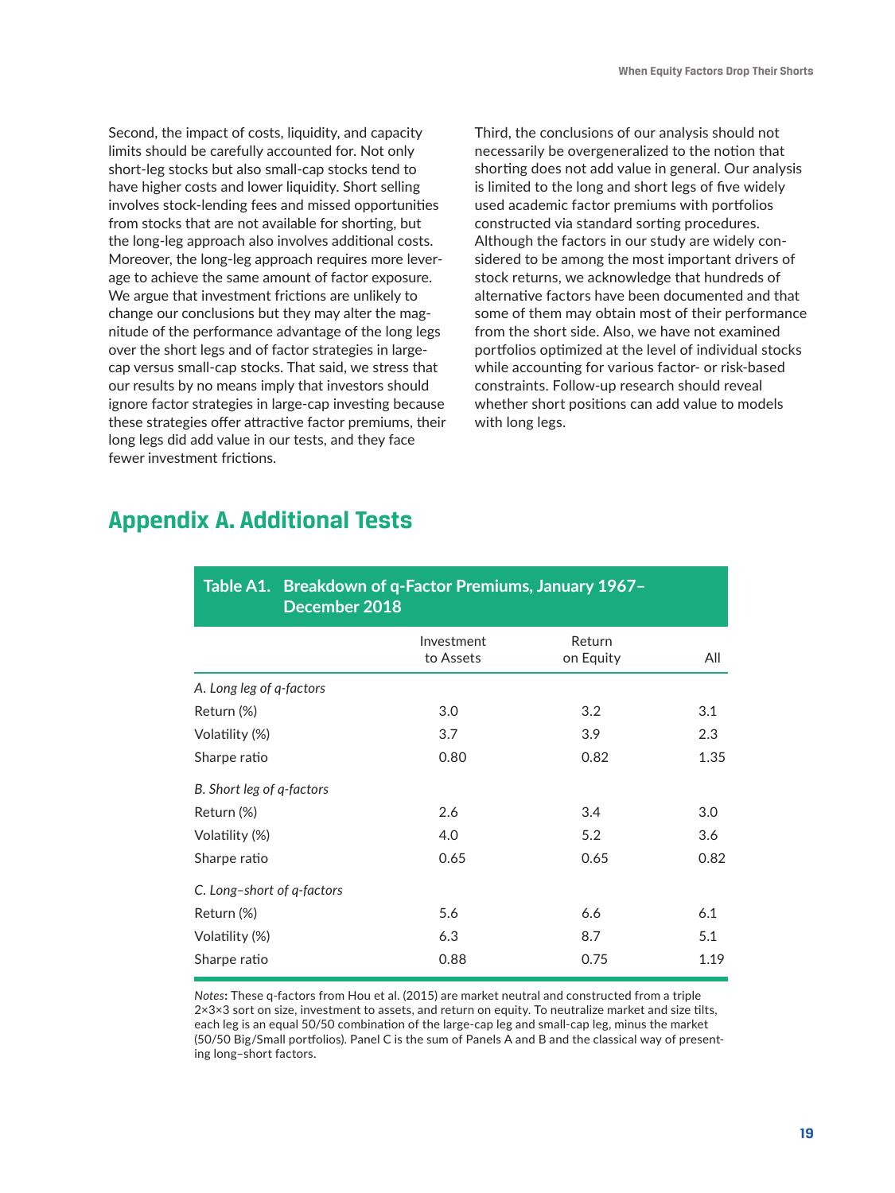Second, the impact of costs, liquidity, and capacity limits should be carefully accounted for. Not only short-leg stocks but also small-cap stocks tend to have higher costs and lower liquidity. Short selling involves stock-lending fees and missed opportunities from stocks that are not available for shorting, but the long-leg approach also involves additional costs. Moreover, the long-leg approach requires more leverage to achieve the same amount of factor exposure. We argue that investment frictions are unlikely to change our conclusions but they may alter the magnitude of the performance advantage of the long legs over the short legs and of factor strategies in large-cap versus small-cap stocks. That said, we stress that our results by no means imply that investors should ignore factor strategies in large-cap investing because these strategies offer attractive factor premiums, their long legs did add value in our tests, and they face fewer investment frictions.

Third, the conclusions of our analysis should not necessarily be overgeneralized to the notion that shorting does not add value in general. Our analysis is limited to the long and short legs of five widely used academic factor premiums with portfolios constructed via standard sorting procedures. Although the factors in our study are widely considered to be among the most important drivers of stock returns, we acknowledge that hundreds of alternative factors have been documented and that some of them may obtain most of their performance from the short side. Also, we have not examined portfolios optimized at the level of individual stocks while accounting for various factor- or risk-based constraints. Follow-up research should reveal whether short positions can add value to models with long legs.

## Appendix A. Additional Tests

**Table A1. Breakdown of q-Factor Premiums, January 1967–December 2018**

| | Investment to Assets | Return on Equity | All |
|---|---|---|---|
| *A. Long leg of q-factors* | | | |
| Return (%) | 3.0 | 3.2 | 3.1 |
| Volatility (%) | 3.7 | 3.9 | 2.3 |
| Sharpe ratio | 0.80 | 0.82 | 1.35 |
| *B. Short leg of q-factors* | | | |
| Return (%) | 2.6 | 3.4 | 3.0 |
| Volatility (%) | 4.0 | 5.2 | 3.6 |
| Sharpe ratio | 0.65 | 0.65 | 0.82 |
| *C. Long–short of q-factors* | | | |
| Return (%) | 5.6 | 6.6 | 6.1 |
| Volatility (%) | 6.3 | 8.7 | 5.1 |
| Sharpe ratio | 0.88 | 0.75 | 1.19 |

*Notes*: These q-factors from Hou et al. (2015) are market neutral and constructed from a triple 2×3×3 sort on size, investment to assets, and return on equity. To neutralize market and size tilts, each leg is an equal 50/50 combination of the large-cap leg and small-cap leg, minus the market (50/50 Big/Small portfolios). Panel C is the sum of Panels A and B and the classical way of presenting long–short factors.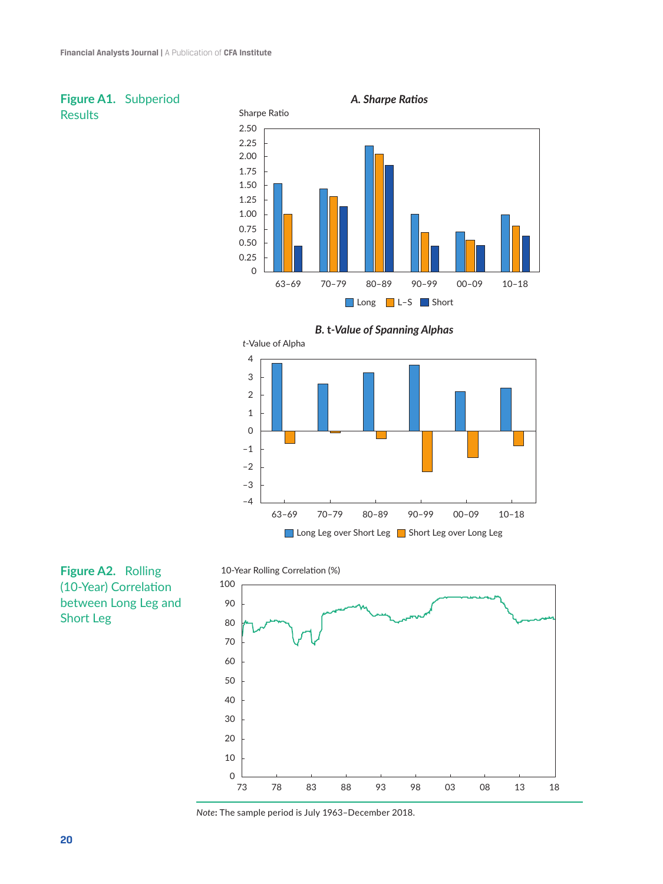**Figure A1. Subperiod Results**

*A. Sharpe Ratios*

*B. t-Value of Spanning Alphas*

**Figure A2. Rolling (10-Year) Correlation between Long Leg and Short Leg**

*Note*: The sample period is July 1963–December 2018.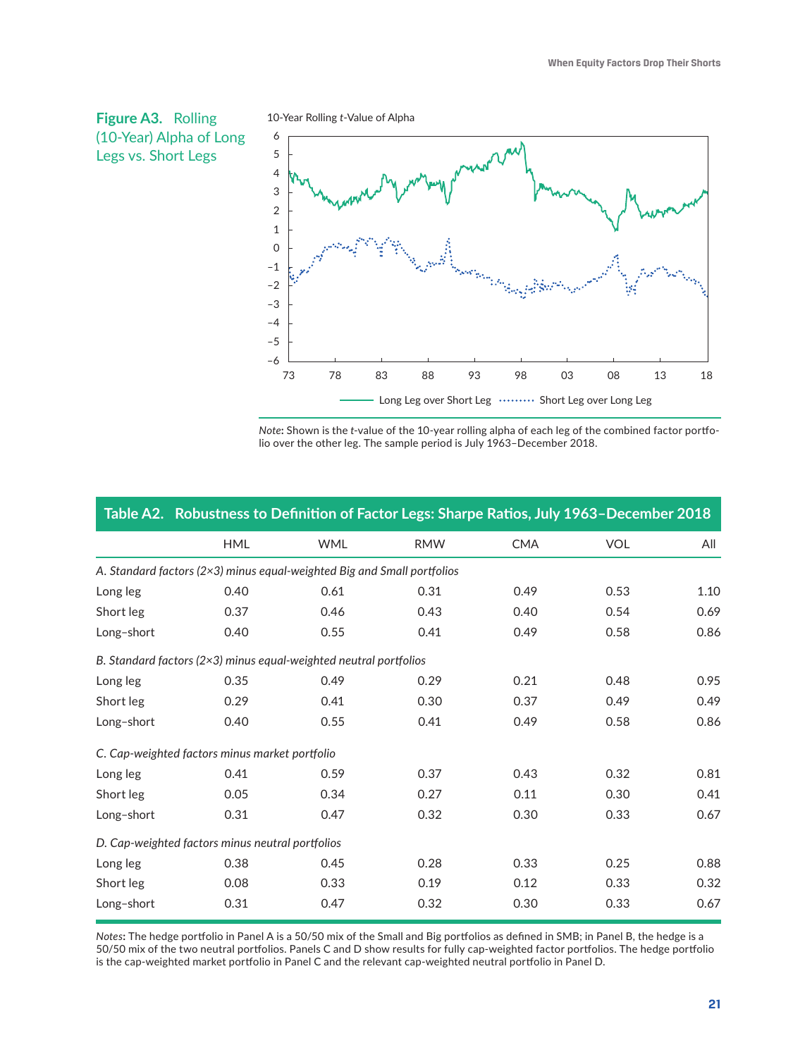**Figure A3. Rolling (10-Year) Alpha of Long Legs vs. Short Legs**

*Note*: Shown is the $t$-value of the 10-year rolling alpha of each leg of the combined factor portfolio over the other leg. The sample period is July 1963–December 2018.

**Table A2. Robustness to Definition of Factor Legs: Sharpe Ratios, July 1963–December 2018**

| | HML | WML | RMW | CMA | VOL | All |
|---|---|---|---|---|---|---|
| *A. Standard factors (2×3) minus equal-weighted Big and Small portfolios* | | | | | | |
| Long leg | 0.40 | 0.61 | 0.31 | 0.49 | 0.53 | 1.10 |
| Short leg | 0.37 | 0.46 | 0.43 | 0.40 | 0.54 | 0.69 |
| Long–short | 0.40 | 0.55 | 0.41 | 0.49 | 0.58 | 0.86 |
| *B. Standard factors (2×3) minus equal-weighted neutral portfolios* | | | | | | |
| Long leg | 0.35 | 0.49 | 0.29 | 0.21 | 0.48 | 0.95 |
| Short leg | 0.29 | 0.41 | 0.30 | 0.37 | 0.49 | 0.49 |
| Long–short | 0.40 | 0.55 | 0.41 | 0.49 | 0.58 | 0.86 |
| *C. Cap-weighted factors minus market portfolio* | | | | | | |
| Long leg | 0.41 | 0.59 | 0.37 | 0.43 | 0.32 | 0.81 |
| Short leg | 0.05 | 0.34 | 0.27 | 0.11 | 0.30 | 0.41 |
| Long–short | 0.31 | 0.47 | 0.32 | 0.30 | 0.33 | 0.67 |
| *D. Cap-weighted factors minus neutral portfolios* | | | | | | |
| Long leg | 0.38 | 0.45 | 0.28 | 0.33 | 0.25 | 0.88 |
| Short leg | 0.08 | 0.33 | 0.19 | 0.12 | 0.33 | 0.32 |
| Long–short | 0.31 | 0.47 | 0.32 | 0.30 | 0.33 | 0.67 |

*Notes*: The hedge portfolio in Panel A is a 50/50 mix of the Small and Big portfolios as defined in SMB; in Panel B, the hedge is a 50/50 mix of the two neutral portfolios. Panels C and D show results for fully cap-weighted factor portfolios. The hedge portfolio is the cap-weighted market portfolio in Panel C and the relevant cap-weighted neutral portfolio in Panel D.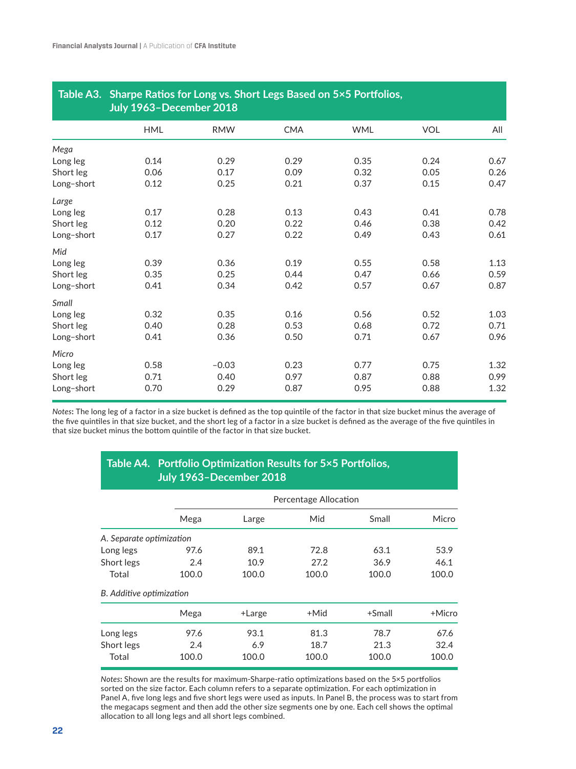## Table A3. Sharp Ratios for Long vs. Short Legs Based on 5×5 Portfolios, July 1963–December 2018

| | HML | RMW | CMA | WML | VOL | All |
|---|---|---|---|---|---|---|
| *Mega* | | | | | | |
| Long leg | 0.14 | 0.29 | 0.29 | 0.35 | 0.24 | 0.67 |
| Short leg | 0.06 | 0.17 | 0.09 | 0.32 | 0.05 | 0.26 |
| Long–short | 0.12 | 0.25 | 0.21 | 0.37 | 0.15 | 0.47 |
| *Large* | | | | | | |
| Long leg | 0.17 | 0.28 | 0.13 | 0.43 | 0.41 | 0.78 |
| Short leg | 0.12 | 0.20 | 0.22 | 0.46 | 0.38 | 0.42 |
| Long–short | 0.17 | 0.27 | 0.22 | 0.49 | 0.43 | 0.61 |
| *Mid* | | | | | | |
| Long leg | 0.39 | 0.36 | 0.19 | 0.55 | 0.58 | 1.13 |
| Short leg | 0.35 | 0.25 | 0.44 | 0.47 | 0.66 | 0.59 |
| Long–short | 0.41 | 0.34 | 0.42 | 0.57 | 0.67 | 0.87 |
| *Small* | | | | | | |
| Long leg | 0.32 | 0.35 | 0.16 | 0.56 | 0.52 | 1.03 |
| Short leg | 0.40 | 0.28 | 0.53 | 0.68 | 0.72 | 0.71 |
| Long–short | 0.41 | 0.36 | 0.50 | 0.71 | 0.67 | 0.96 |
| *Micro* | | | | | | |
| Long leg | 0.58 | −0.03 | 0.23 | 0.77 | 0.75 | 1.32 |
| Short leg | 0.71 | 0.40 | 0.97 | 0.87 | 0.88 | 0.99 |
| Long–short | 0.70 | 0.29 | 0.87 | 0.95 | 0.88 | 1.32 |

*Notes*: The long leg of a factor in a size bucket is defined as the top quintile of the factor in that size bucket minus the average of the five quintiles in that size bucket, and the short leg of a factor in a size bucket is defined as the average of the five quintiles in that size bucket minus the bottom quintile of the factor in that size bucket.

## Table A4. Portfolio Optimization Results for 5×5 Portfolios, July 1963–December 2018

| | Percentage Allocation | | | | |
|---|---|---|---|---|---|
| | Mega | Large | Mid | Small | Micro |
| *A. Separate optimization* | | | | | |
| Long legs | 97.6 | 89.1 | 72.8 | 63.1 | 53.9 |
| Short legs | 2.4 | 10.9 | 27.2 | 36.9 | 46.1 |
| Total | 100.0 | 100.0 | 100.0 | 100.0 | 100.0 |
| *B. Additive optimization* | | | | | |
| | Mega | +Large | +Mid | +Small | +Micro |
| Long legs | 97.6 | 93.1 | 81.3 | 78.7 | 67.6 |
| Short legs | 2.4 | 6.9 | 18.7 | 21.3 | 32.4 |
| Total | 100.0 | 100.0 | 100.0 | 100.0 | 100.0 |

*Notes*: Shown are the results for maximum-Sharpe-ratio optimizations based on the 5×5 portfolios sorted on the size factor. Each column refers to a separate optimization. For each optimization in Panel A, five long legs and five short legs were used as inputs. In Panel B, the process was to start from the megacaps segment and then add the other size segments one by one. Each cell shows the optimal allocation to all long legs and all short legs combined.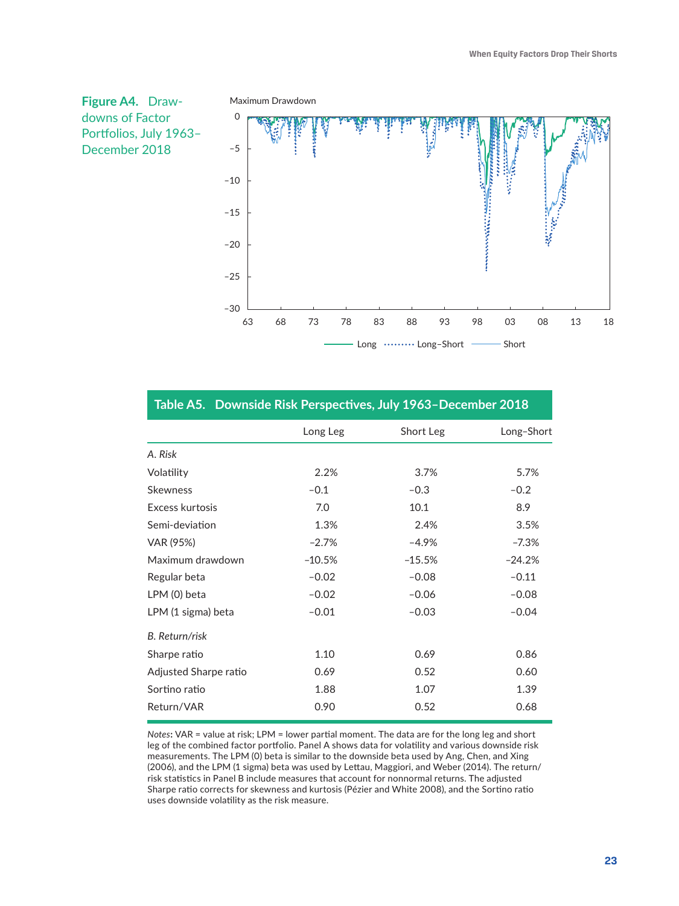**Figure A4.** Drawdowns of Factor Portfolios, July 1963–December 2018

**Table A5. Downside Risk Perspectives, July 1963–December 2018**

| | Long Leg | Short Leg | Long–Short |
|---|---|---|---|
| *A. Risk* | | | |
| Volatility | 2.2% | 3.7% | 5.7% |
| Skewness | −0.1 | −0.3 | −0.2 |
| Excess kurtosis | 7.0 | 10.1 | 8.9 |
| Semi-deviation | 1.3% | 2.4% | 3.5% |
| VAR (95%) | −2.7% | −4.9% | −7.3% |
| Maximum drawdown | −10.5% | −15.5% | −24.2% |
| Regular beta | −0.02 | −0.08 | −0.11 |
| LPM (0) beta | −0.02 | −0.06 | −0.08 |
| LPM (1 sigma) beta | −0.01 | −0.03 | −0.04 |
| *B. Return/risk* | | | |
| Sharpe ratio | 1.10 | 0.69 | 0.86 |
| Adjusted Sharpe ratio | 0.69 | 0.52 | 0.60 |
| Sortino ratio | 1.88 | 1.07 | 1.39 |
| Return/VAR | 0.90 | 0.52 | 0.68 |

*Notes*: VAR = value at risk; LPM = lower partial moment. The data are for the long leg and short leg of the combined factor portfolio. Panel A shows data for volatility and various downside risk measurements. The LPM (0) beta is similar to the downside beta used by Ang, Chen, and Xing (2006), and the LPM (1 sigma) beta was used by Lettau, Maggiori, and Weber (2014). The return/risk statistics in Panel B include measures that account for nonnormal returns. The adjusted Sharpe ratio corrects for skewness and kurtosis (Pézier and White 2008), and the Sortino ratio uses downside volatility as the risk measure.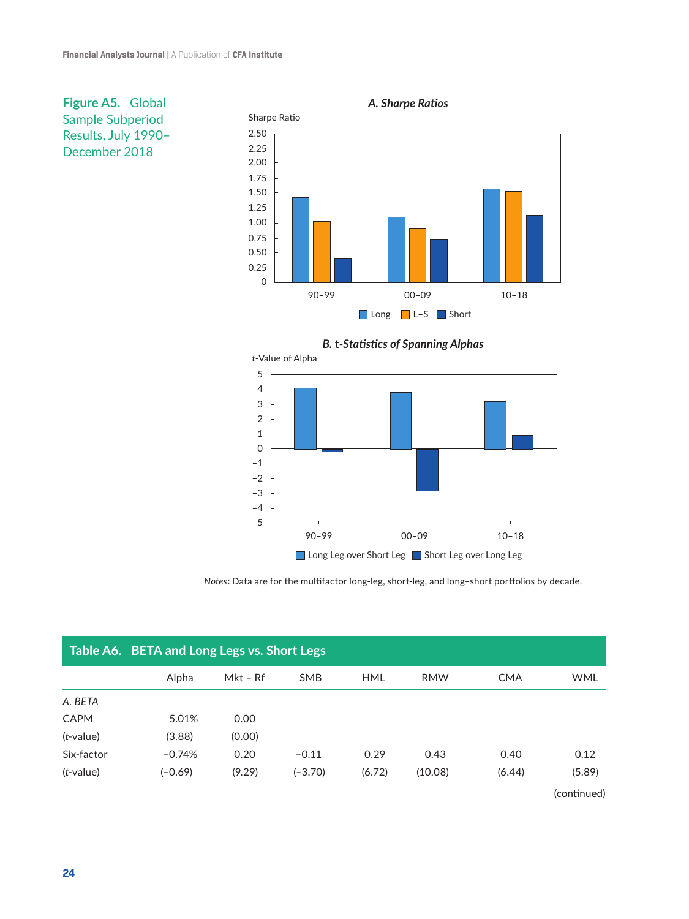**Figure A5. Global Sample Subperiod Results, July 1990–December 2018**

*A. Sharpe Ratios*

*B. t-Statistics of Spanning Alphas*

*Notes*: Data are for the multifactor long-leg, short-leg, and long–short portfolios by decade.

## Table A6. BETA and Long Legs vs. Short Legs

| | Alpha | Mkt – Rf | SMB | HML | RMW | CMA | WML |
|---|---|---|---|---|---|---|---|
| *A. BETA* | | | | | | | |
| CAPM | 5.01% | 0.00 | | | | | |
| (*t*-value) | (3.88) | (0.00) | | | | | |
| Six-factor | –0.74% | 0.20 | –0.11 | 0.29 | 0.43 | 0.40 | 0.12 |
| (*t*-value) | (–0.69) | (9.29) | (–3.70) | (6.72) | (10.08) | (6.44) | (5.89) |

(continued)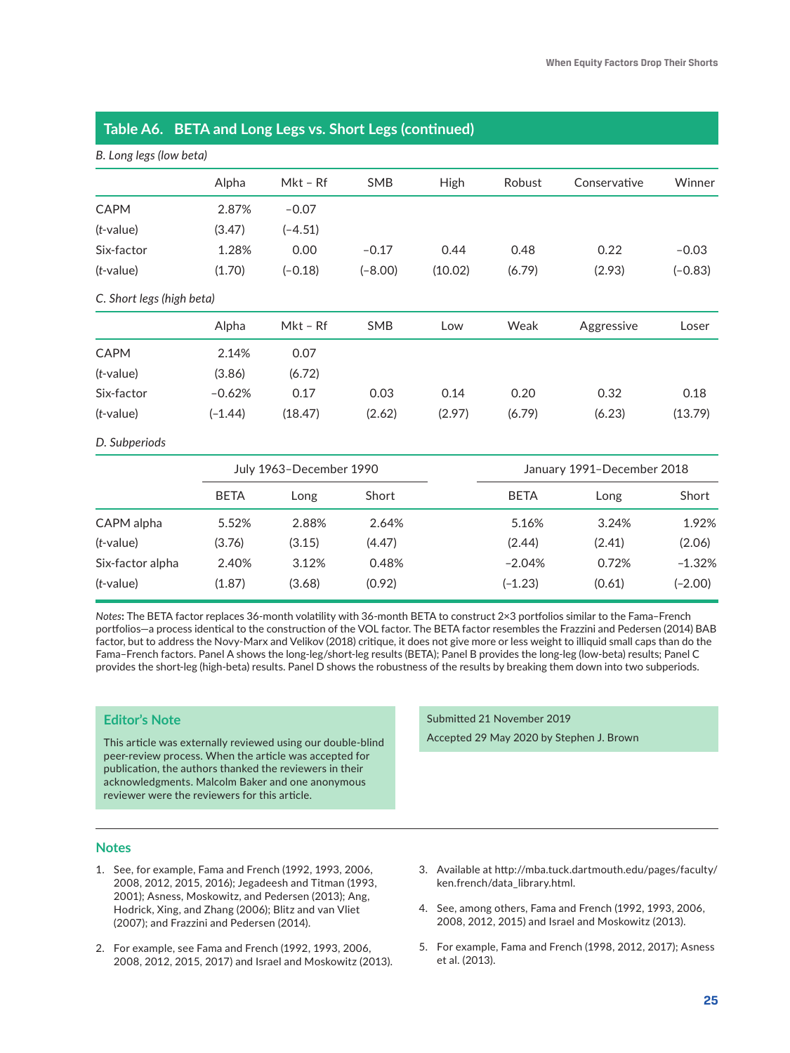## Table A6. BETA and Long Legs vs. Short Legs (continued)

*B. Long legs (low beta)*

| | Alpha | Mkt – Rf | SMB | High | Robust | Conservative | Winner |
|---|---|---|---|---|---|---|---|
| CAPM | 2.87% | −0.07 | | | | | |
| (*t*-value) | (3.47) | (−4.51) | | | | | |
| Six-factor | 1.28% | 0.00 | −0.17 | 0.44 | 0.48 | 0.22 | −0.03 |
| (*t*-value) | (1.70) | (−0.18) | (−8.00) | (10.02) | (6.79) | (2.93) | (−0.83) |

*C. Short legs (high beta)*

| | Alpha | Mkt – Rf | SMB | Low | Weak | Aggressive | Loser |
|---|---|---|---|---|---|---|---|
| CAPM | 2.14% | 0.07 | | | | | |
| (*t*-value) | (3.86) | (6.72) | | | | | |
| Six-factor | −0.62% | 0.17 | 0.03 | 0.14 | 0.20 | 0.32 | 0.18 |
| (*t*-value) | (−1.44) | (18.47) | (2.62) | (2.97) | (6.79) | (6.23) | (13.79) |

*D. Subperiods*

| | July 1963–December 1990 | | | January 1991–December 2018 | | |
|---|---|---|---|---|---|---|
| | BETA | Long | Short | BETA | Long | Short |
| CAPM alpha | 5.52% | 2.88% | 2.64% | 5.16% | 3.24% | 1.92% |
| (*t*-value) | (3.76) | (3.15) | (4.47) | (2.44) | (2.41) | (2.06) |
| Six-factor alpha | 2.40% | 3.12% | 0.48% | −2.04% | 0.72% | −1.32% |
| (*t*-value) | (1.87) | (3.68) | (0.92) | (−1.23) | (0.61) | (−2.00) |

*Notes*: The BETA factor replaces 36-month volatility with 36-month BETA to construct 2×3 portfolios similar to the Fama–French portfolios—a process identical to the construction of the VOL factor. The BETA factor resembles the Frazzini and Pedersen (2014) BAB factor, but to address the Novy-Marx and Velikov (2018) critique, it does not give more or less weight to illiquid small caps than do the Fama–French factors. Panel A shows the long-leg/short-leg results (BETA); Panel B provides the long-leg (low-beta) results; Panel C provides the short-leg (high-beta) results. Panel D shows the robustness of the results by breaking them down into two subperiods.

### Editor's Note

This article was externally reviewed using our double-blind peer-review process. When the article was accepted for publication, the authors thanked the reviewers in their acknowledgments. Malcolm Baker and one anonymous reviewer were the reviewers for this article.

Submitted 21 November 2019

Accepted 29 May 2020 by Stephen J. Brown

## Notes

1. See, for example, Fama and French (1992, 1993, 2006, 2008, 2012, 2015, 2016); Jegadeesh and Titman (1993, 2001); Asness, Moskowitz, and Pedersen (2013); Ang, Hodrick, Xing, and Zhang (2006); Blitz and van Vliet (2007); and Frazzini and Pedersen (2014).

2. For example, see Fama and French (1992, 1993, 2006, 2008, 2012, 2015, 2017) and Israel and Moskowitz (2013).

3. Available at http://mba.tuck.dartmouth.edu/pages/faculty/ken.french/data_library.html.

4. See, among others, Fama and French (1992, 1993, 2006, 2008, 2012, 2015) and Israel and Moskowitz (2013).

5. For example, Fama and French (1998, 2012, 2017); Asness et al. (2013).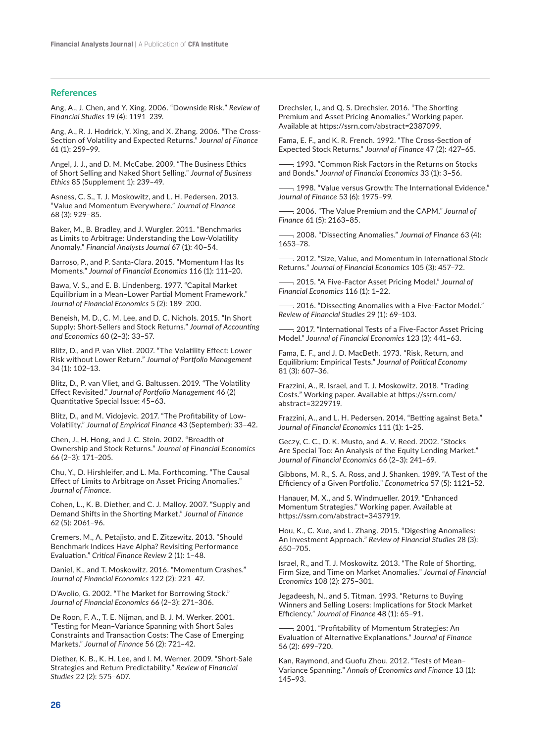## References

Ang, A., J. Chen, and Y. Xing. 2006. "Downside Risk." *Review of Financial Studies* 19 (4): 1191–239.

Ang, A., R. J. Hodrick, Y. Xing, and X. Zhang. 2006. "The Cross-Section of Volatility and Expected Returns." *Journal of Finance* 61 (1): 259–99.

Angel, J. J., and D. M. McCabe. 2009. "The Business Ethics of Short Selling and Naked Short Selling." *Journal of Business Ethics* 85 (Supplement 1): 239–49.

Asness, C. S., T. J. Moskowitz, and L. H. Pedersen. 2013. "Value and Momentum Everywhere." *Journal of Finance* 68 (3): 929–85.

Baker, M., B. Bradley, and J. Wurgler. 2011. "Benchmarks as Limits to Arbitrage: Understanding the Low-Volatility Anomaly." *Financial Analysts Journal* 67 (1): 40–54.

Barroso, P., and P. Santa-Clara. 2015. "Momentum Has Its Moments." *Journal of Financial Economics* 116 (1): 111–20.

Bawa, V. S., and E. B. Lindenberg. 1977. "Capital Market Equilibrium in a Mean–Lower Partial Moment Framework." *Journal of Financial Economics* 5 (2): 189–200.

Beneish, M. D., C. M. Lee, and D. C. Nichols. 2015. "In Short Supply: Short-Sellers and Stock Returns." *Journal of Accounting and Economics* 60 (2–3): 33–57.

Blitz, D., and P. van Vliet. 2007. "The Volatility Effect: Lower Risk without Lower Return." *Journal of Portfolio Management* 34 (1): 102–13.

Blitz, D., P. van Vliet, and G. Baltussen. 2019. "The Volatility Effect Revisited." *Journal of Portfolio Management* 46 (2) Quantitative Special Issue: 45–63.

Blitz, D., and M. Vidojevic. 2017. "The Profitability of Low-Volatility." *Journal of Empirical Finance* 43 (September): 33–42.

Chen, J., H. Hong, and J. C. Stein. 2002. "Breadth of Ownership and Stock Returns." *Journal of Financial Economics* 66 (2–3): 171–205.

Chu, Y., D. Hirshleifer, and L. Ma. Forthcoming. "The Causal Effect of Limits to Arbitrage on Asset Pricing Anomalies." *Journal of Finance*.

Cohen, L., K. B. Diether, and C. J. Malloy. 2007. "Supply and Demand Shifts in the Shorting Market." *Journal of Finance* 62 (5): 2061–96.

Cremers, M., A. Petajisto, and E. Zitzewitz. 2013. "Should Benchmark Indices Have Alpha? Revisiting Performance Evaluation." *Critical Finance Review* 2 (1): 1–48.

Daniel, K., and T. Moskowitz. 2016. "Momentum Crashes." *Journal of Financial Economics* 122 (2): 221–47.

D'Avolio, G. 2002. "The Market for Borrowing Stock." *Journal of Financial Economics* 66 (2–3): 271–306.

De Roon, F. A., T. E. Nijman, and B. J. M. Werker. 2001. "Testing for Mean–Variance Spanning with Short Sales Constraints and Transaction Costs: The Case of Emerging Markets." *Journal of Finance* 56 (2): 721–42.

Diether, K. B., K. H. Lee, and I. M. Werner. 2009. "Short-Sale Strategies and Return Predictability." *Review of Financial Studies* 22 (2): 575–607.

Drechsler, I., and Q. S. Drechsler. 2016. "The Shorting Premium and Asset Pricing Anomalies." Working paper. Available at https://ssrn.com/abstract=2387099.

Fama, E. F., and K. R. French. 1992. "The Cross-Section of Expected Stock Returns." *Journal of Finance* 47 (2): 427–65.

——. 1993. "Common Risk Factors in the Returns on Stocks and Bonds." *Journal of Financial Economics* 33 (1): 3–56.

——. 1998. "Value versus Growth: The International Evidence." *Journal of Finance* 53 (6): 1975–99.

——. 2006. "The Value Premium and the CAPM." *Journal of Finance* 61 (5): 2163–85.

——. 2008. "Dissecting Anomalies." *Journal of Finance* 63 (4): 1653–78.

——. 2012. "Size, Value, and Momentum in International Stock Returns." *Journal of Financial Economics* 105 (3): 457–72.

——. 2015. "A Five-Factor Asset Pricing Model." *Journal of Financial Economics* 116 (1): 1–22.

——. 2016. "Dissecting Anomalies with a Five-Factor Model." *Review of Financial Studies* 29 (1): 69–103.

——. 2017. "International Tests of a Five-Factor Asset Pricing Model." *Journal of Financial Economics* 123 (3): 441–63.

Fama, E. F., and J. D. MacBeth. 1973. "Risk, Return, and Equilibrium: Empirical Tests." *Journal of Political Economy* 81 (3): 607–36.

Frazzini, A., R. Israel, and T. J. Moskowitz. 2018. "Trading Costs." Working paper. Available at https://ssrn.com/abstract=3229719.

Frazzini, A., and L. H. Pedersen. 2014. "Betting against Beta." *Journal of Financial Economics* 111 (1): 1–25.

Geczy, C. C., D. K. Musto, and A. V. Reed. 2002. "Stocks Are Special Too: An Analysis of the Equity Lending Market." *Journal of Financial Economics* 66 (2–3): 241–69.

Gibbons, M. R., S. A. Ross, and J. Shanken. 1989. "A Test of the Efficiency of a Given Portfolio." *Econometrica* 57 (5): 1121–52.

Hanauer, M. X., and S. Windmueller. 2019. "Enhanced Momentum Strategies." Working paper. Available at https://ssrn.com/abstract=3437919.

Hou, K., C. Xue, and L. Zhang. 2015. "Digesting Anomalies: An Investment Approach." *Review of Financial Studies* 28 (3): 650–705.

Israel, R., and T. J. Moskowitz. 2013. "The Role of Shorting, Firm Size, and Time on Market Anomalies." *Journal of Financial Economics* 108 (2): 275–301.

Jegadeesh, N., and S. Titman. 1993. "Returns to Buying Winners and Selling Losers: Implications for Stock Market Efficiency." *Journal of Finance* 48 (1): 65–91.

——. 2001. "Profitability of Momentum Strategies: An Evaluation of Alternative Explanations." *Journal of Finance* 56 (2): 699–720.

Kan, Raymond, and Guofu Zhou. 2012. "Tests of Mean–Variance Spanning." *Annals of Economics and Finance* 13 (1): 145–93.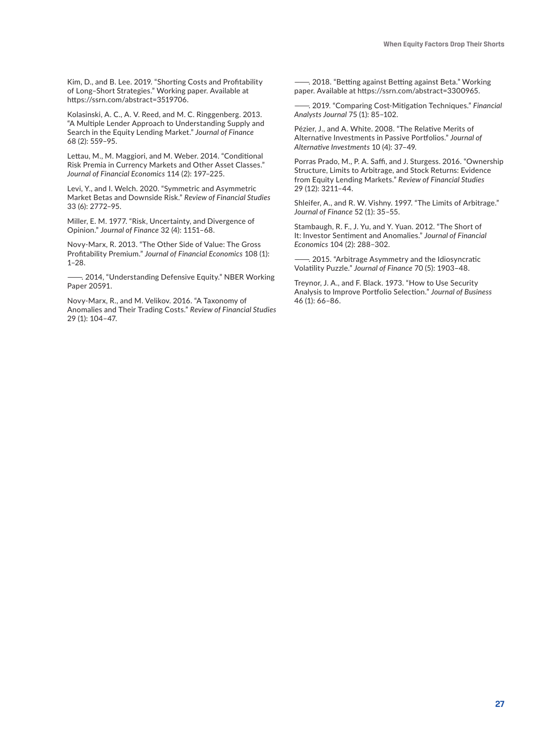Kim, D., and B. Lee. 2019. “Shorting Costs and Profitability of Long–Short Strategies.” Working paper. Available at https://ssrn.com/abstract=3519706.

Kolasinski, A. C., A. V. Reed, and M. C. Ringgenberg. 2013. “A Multiple Lender Approach to Understanding Supply and Search in the Equity Lending Market.” *Journal of Finance* 68 (2): 559–95.

Lettau, M., M. Maggiori, and M. Weber. 2014. “Conditional Risk Premia in Currency Markets and Other Asset Classes.” *Journal of Financial Economics* 114 (2): 197–225.

Levi, Y., and I. Welch. 2020. “Symmetric and Asymmetric Market Betas and Downside Risk.” *Review of Financial Studies* 33 (6): 2772–95.

Miller, E. M. 1977. “Risk, Uncertainty, and Divergence of Opinion.” *Journal of Finance* 32 (4): 1151–68.

Novy-Marx, R. 2013. “The Other Side of Value: The Gross Profitability Premium.” *Journal of Financial Economics* 108 (1): 1–28.

——. 2014, “Understanding Defensive Equity.” NBER Working Paper 20591.

Novy-Marx, R., and M. Velikov. 2016. “A Taxonomy of Anomalies and Their Trading Costs.” *Review of Financial Studies* 29 (1): 104–47.

——. 2018. “Betting against Betting against Beta.” Working paper. Available at https://ssrn.com/abstract=3300965.

——. 2019. “Comparing Cost-Mitigation Techniques.” *Financial Analysts Journal* 75 (1): 85–102.

Pézier, J., and A. White. 2008. “The Relative Merits of Alternative Investments in Passive Portfolios.” *Journal of Alternative Investments* 10 (4): 37–49.

Porras Prado, M., P. A. Saffi, and J. Sturgess. 2016. “Ownership Structure, Limits to Arbitrage, and Stock Returns: Evidence from Equity Lending Markets.” *Review of Financial Studies* 29 (12): 3211–44.

Shleifer, A., and R. W. Vishny. 1997. “The Limits of Arbitrage.” *Journal of Finance* 52 (1): 35–55.

Stambaugh, R. F., J. Yu, and Y. Yuan. 2012. “The Short of It: Investor Sentiment and Anomalies.” *Journal of Financial Economics* 104 (2): 288–302.

——. 2015. “Arbitrage Asymmetry and the Idiosyncratic Volatility Puzzle.” *Journal of Finance* 70 (5): 1903–48.

Treynor, J. A., and F. Black. 1973. “How to Use Security Analysis to Improve Portfolio Selection.” *Journal of Business* 46 (1): 66–86.